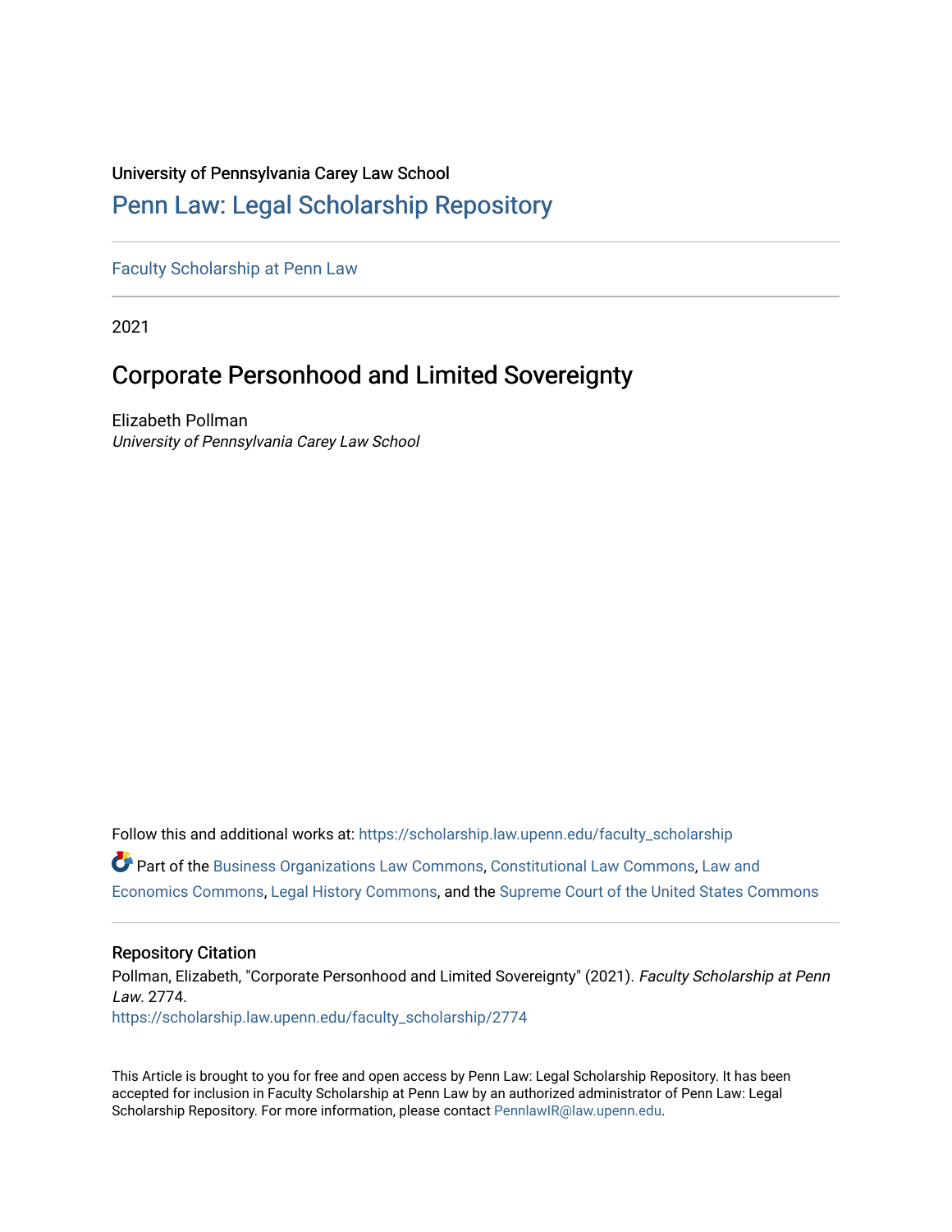University of Pennsylvania Carey Law School

# Penn Law: Legal Scholarship Repository

Faculty Scholarship at Penn Law

2021

## Corporate Personhood and Limited Sovereignty

Elizabeth Pollman
*University of Pennsylvania Carey Law School*

Follow this and additional works at: https://scholarship.law.upenn.edu/faculty_scholarship

Part of the Business Organizations Law Commons, Constitutional Law Commons, Law and Economics Commons, Legal History Commons, and the Supreme Court of the United States Commons

### Repository Citation

Pollman, Elizabeth, "Corporate Personhood and Limited Sovereignty" (2021). *Faculty Scholarship at Penn Law*. 2774.
https://scholarship.law.upenn.edu/faculty_scholarship/2774

This Article is brought to you for free and open access by Penn Law: Legal Scholarship Repository. It has been accepted for inclusion in Faculty Scholarship at Penn Law by an authorized administrator of Penn Law: Legal Scholarship Repository. For more information, please contact PennlawIR@law.upenn.edu.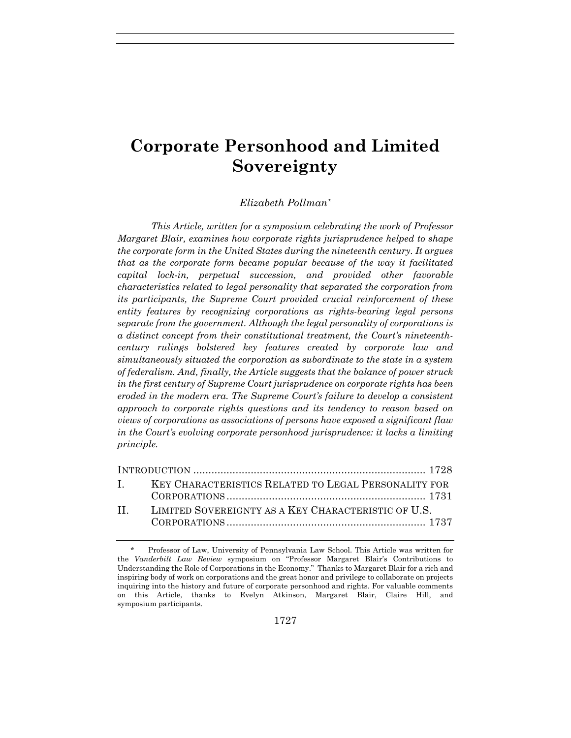# Corporate Personhood and Limited Sovereignty

*Elizabeth Pollman\**

*This Article, written for a symposium celebrating the work of Professor Margaret Blair, examines how corporate rights jurisprudence helped to shape the corporate form in the United States during the nineteenth century. It argues that as the corporate form became popular because of the way it facilitated capital lock-in, perpetual succession, and provided other favorable characteristics related to legal personality that separated the corporation from its participants, the Supreme Court provided crucial reinforcement of these entity features by recognizing corporations as rights-bearing legal persons separate from the government. Although the legal personality of corporations is a distinct concept from their constitutional treatment, the Court's nineteenth-century rulings bolstered key features created by corporate law and simultaneously situated the corporation as subordinate to the state in a system of federalism. And, finally, the Article suggests that the balance of power struck in the first century of Supreme Court jurisprudence on corporate rights has been eroded in the modern era. The Supreme Court's failure to develop a consistent approach to corporate rights questions and its tendency to reason based on views of corporations as associations of persons have exposed a significant flaw in the Court's evolving corporate personhood jurisprudence: it lacks a limiting principle.*

| | | |
|---|---|---|
| | INTRODUCTION | 1728 |
| I. | KEY CHARACTERISTICS RELATED TO LEGAL PERSONALITY FOR CORPORATIONS | 1731 |
| II. | LIMITED SOVEREIGNTY AS A KEY CHARACTERISTIC OF U.S. CORPORATIONS | 1737 |

\* Professor of Law, University of Pennsylvania Law School. This Article was written for the *Vanderbilt Law Review* symposium on "Professor Margaret Blair's Contributions to Understanding the Role of Corporations in the Economy." Thanks to Margaret Blair for a rich and inspiring body of work on corporations and the great honor and privilege to collaborate on projects inquiring into the history and future of corporate personhood and rights. For valuable comments on this Article, thanks to Evelyn Atkinson, Margaret Blair, Claire Hill, and symposium participants.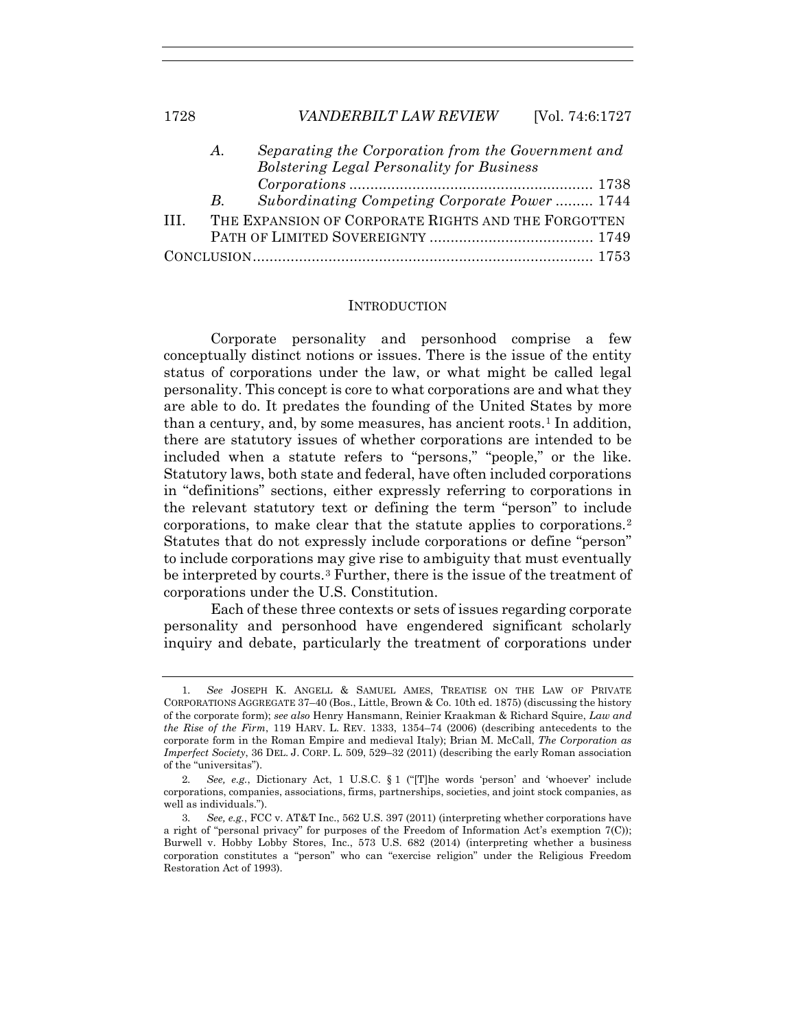A. *Separating the Corporation from the Government and Bolstering Legal Personality for Business Corporations* .......... 1738

B. *Subordinating Competing Corporate Power* .......... 1744

III. THE EXPANSION OF CORPORATE RIGHTS AND THE FORGOTTEN PATH OF LIMITED SOVEREIGNTY .......... 1749

CONCLUSION .......... 1753

## INTRODUCTION

Corporate personality and personhood comprise a few conceptually distinct notions or issues. There is the issue of the entity status of corporations under the law, or what might be called legal personality. This concept is core to what corporations are and what they are able to do. It predates the founding of the United States by more than a century, and, by some measures, has ancient roots.[1] In addition, there are statutory issues of whether corporations are intended to be included when a statute refers to "persons," "people," or the like. Statutory laws, both state and federal, have often included corporations in "definitions" sections, either expressly referring to corporations in the relevant statutory text or defining the term "person" to include corporations, to make clear that the statute applies to corporations.[2] Statutes that do not expressly include corporations or define "person" to include corporations may give rise to ambiguity that must eventually be interpreted by courts.[3] Further, there is the issue of the treatment of corporations under the U.S. Constitution.

Each of these three contexts or sets of issues regarding corporate personality and personhood have engendered significant scholarly inquiry and debate, particularly the treatment of corporations under

---

1. *See* JOSEPH K. ANGELL & SAMUEL AMES, TREATISE ON THE LAW OF PRIVATE CORPORATIONS AGGREGATE 37–40 (Bos., Little, Brown & Co. 10th ed. 1875) (discussing the history of the corporate form); *see also* Henry Hansmann, Reinier Kraakman & Richard Squire, *Law and the Rise of the Firm*, 119 HARV. L. REV. 1333, 1354–74 (2006) (describing antecedents to the corporate form in the Roman Empire and medieval Italy); Brian M. McCall, *The Corporation as Imperfect Society*, 36 DEL. J. CORP. L. 509, 529–32 (2011) (describing the early Roman association of the "universitas").

2. *See, e.g.*, Dictionary Act, 1 U.S.C. § 1 ("[T]he words 'person' and 'whoever' include corporations, companies, associations, firms, partnerships, societies, and joint stock companies, as well as individuals.").

3. *See, e.g.*, FCC v. AT&T Inc., 562 U.S. 397 (2011) (interpreting whether corporations have a right of "personal privacy" for purposes of the Freedom of Information Act's exemption 7(C)); Burwell v. Hobby Lobby Stores, Inc., 573 U.S. 682 (2014) (interpreting whether a business corporation constitutes a "person" who can "exercise religion" under the Religious Freedom Restoration Act of 1993).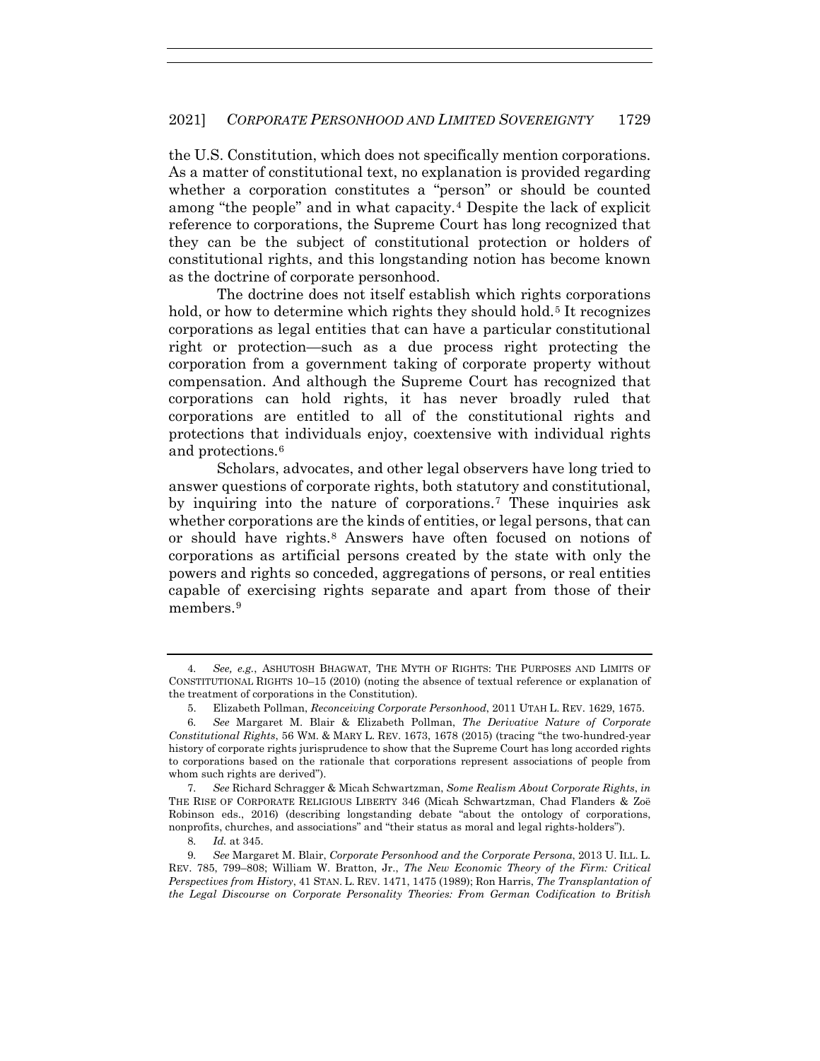the U.S. Constitution, which does not specifically mention corporations. As a matter of constitutional text, no explanation is provided regarding whether a corporation constitutes a "person" or should be counted among "the people" and in what capacity.[4] Despite the lack of explicit reference to corporations, the Supreme Court has long recognized that they can be the subject of constitutional protection or holders of constitutional rights, and this longstanding notion has become known as the doctrine of corporate personhood.

The doctrine does not itself establish which rights corporations hold, or how to determine which rights they should hold.[5] It recognizes corporations as legal entities that can have a particular constitutional right or protection—such as a due process right protecting the corporation from a government taking of corporate property without compensation. And although the Supreme Court has recognized that corporations can hold rights, it has never broadly ruled that corporations are entitled to all of the constitutional rights and protections that individuals enjoy, coextensive with individual rights and protections.[6]

Scholars, advocates, and other legal observers have long tried to answer questions of corporate rights, both statutory and constitutional, by inquiring into the nature of corporations.[7] These inquiries ask whether corporations are the kinds of entities, or legal persons, that can or should have rights.[8] Answers have often focused on notions of corporations as artificial persons created by the state with only the powers and rights so conceded, aggregations of persons, or real entities capable of exercising rights separate and apart from those of their members.[9]

---

4. *See, e.g.*, ASHUTOSH BHAGWAT, THE MYTH OF RIGHTS: THE PURPOSES AND LIMITS OF CONSTITUTIONAL RIGHTS 10–15 (2010) (noting the absence of textual reference or explanation of the treatment of corporations in the Constitution).

5. Elizabeth Pollman, *Reconceiving Corporate Personhood*, 2011 UTAH L. REV. 1629, 1675.

6. *See* Margaret M. Blair & Elizabeth Pollman, *The Derivative Nature of Corporate Constitutional Rights*, 56 WM. & MARY L. REV. 1673, 1678 (2015) (tracing "the two-hundred-year history of corporate rights jurisprudence to show that the Supreme Court has long accorded rights to corporations based on the rationale that corporations represent associations of people from whom such rights are derived").

7. *See* Richard Schragger & Micah Schwartzman, *Some Realism About Corporate Rights*, *in* THE RISE OF CORPORATE RELIGIOUS LIBERTY 346 (Micah Schwartzman, Chad Flanders & Zoë Robinson eds., 2016) (describing longstanding debate "about the ontology of corporations, nonprofits, churches, and associations" and "their status as moral and legal rights-holders").

8. *Id.* at 345.

9. *See* Margaret M. Blair, *Corporate Personhood and the Corporate Persona*, 2013 U. ILL. L. REV. 785, 799–808; William W. Bratton, Jr., *The New Economic Theory of the Firm: Critical Perspectives from History*, 41 STAN. L. REV. 1471, 1475 (1989); Ron Harris, *The Transplantation of the Legal Discourse on Corporate Personality Theories: From German Codification to British*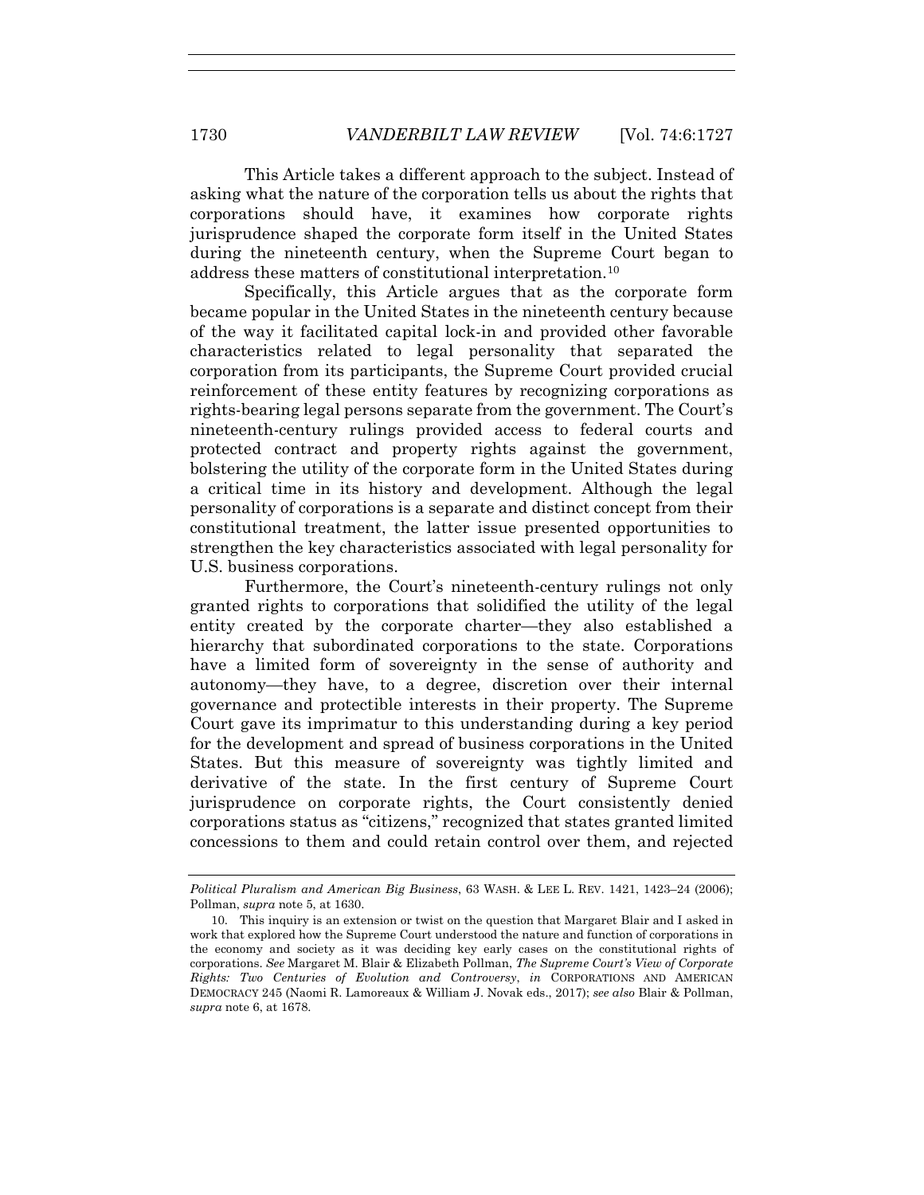This Article takes a different approach to the subject. Instead of asking what the nature of the corporation tells us about the rights that corporations should have, it examines how corporate rights jurisprudence shaped the corporate form itself in the United States during the nineteenth century, when the Supreme Court began to address these matters of constitutional interpretation.[10]

Specifically, this Article argues that as the corporate form became popular in the United States in the nineteenth century because of the way it facilitated capital lock-in and provided other favorable characteristics related to legal personality that separated the corporation from its participants, the Supreme Court provided crucial reinforcement of these entity features by recognizing corporations as rights-bearing legal persons separate from the government. The Court's nineteenth-century rulings provided access to federal courts and protected contract and property rights against the government, bolstering the utility of the corporate form in the United States during a critical time in its history and development. Although the legal personality of corporations is a separate and distinct concept from their constitutional treatment, the latter issue presented opportunities to strengthen the key characteristics associated with legal personality for U.S. business corporations.

Furthermore, the Court's nineteenth-century rulings not only granted rights to corporations that solidified the utility of the legal entity created by the corporate charter—they also established a hierarchy that subordinated corporations to the state. Corporations have a limited form of sovereignty in the sense of authority and autonomy—they have, to a degree, discretion over their internal governance and protectible interests in their property. The Supreme Court gave its imprimatur to this understanding during a key period for the development and spread of business corporations in the United States. But this measure of sovereignty was tightly limited and derivative of the state. In the first century of Supreme Court jurisprudence on corporate rights, the Court consistently denied corporations status as "citizens," recognized that states granted limited concessions to them and could retain control over them, and rejected

---

*Political Pluralism and American Big Business*, 63 WASH. & LEE L. REV. 1421, 1423–24 (2006); Pollman, *supra* note 5, at 1630.

10. This inquiry is an extension or twist on the question that Margaret Blair and I asked in work that explored how the Supreme Court understood the nature and function of corporations in the economy and society as it was deciding key early cases on the constitutional rights of corporations. *See* Margaret M. Blair & Elizabeth Pollman, *The Supreme Court's View of Corporate Rights: Two Centuries of Evolution and Controversy*, *in* CORPORATIONS AND AMERICAN DEMOCRACY 245 (Naomi R. Lamoreaux & William J. Novak eds., 2017); *see also* Blair & Pollman, *supra* note 6, at 1678.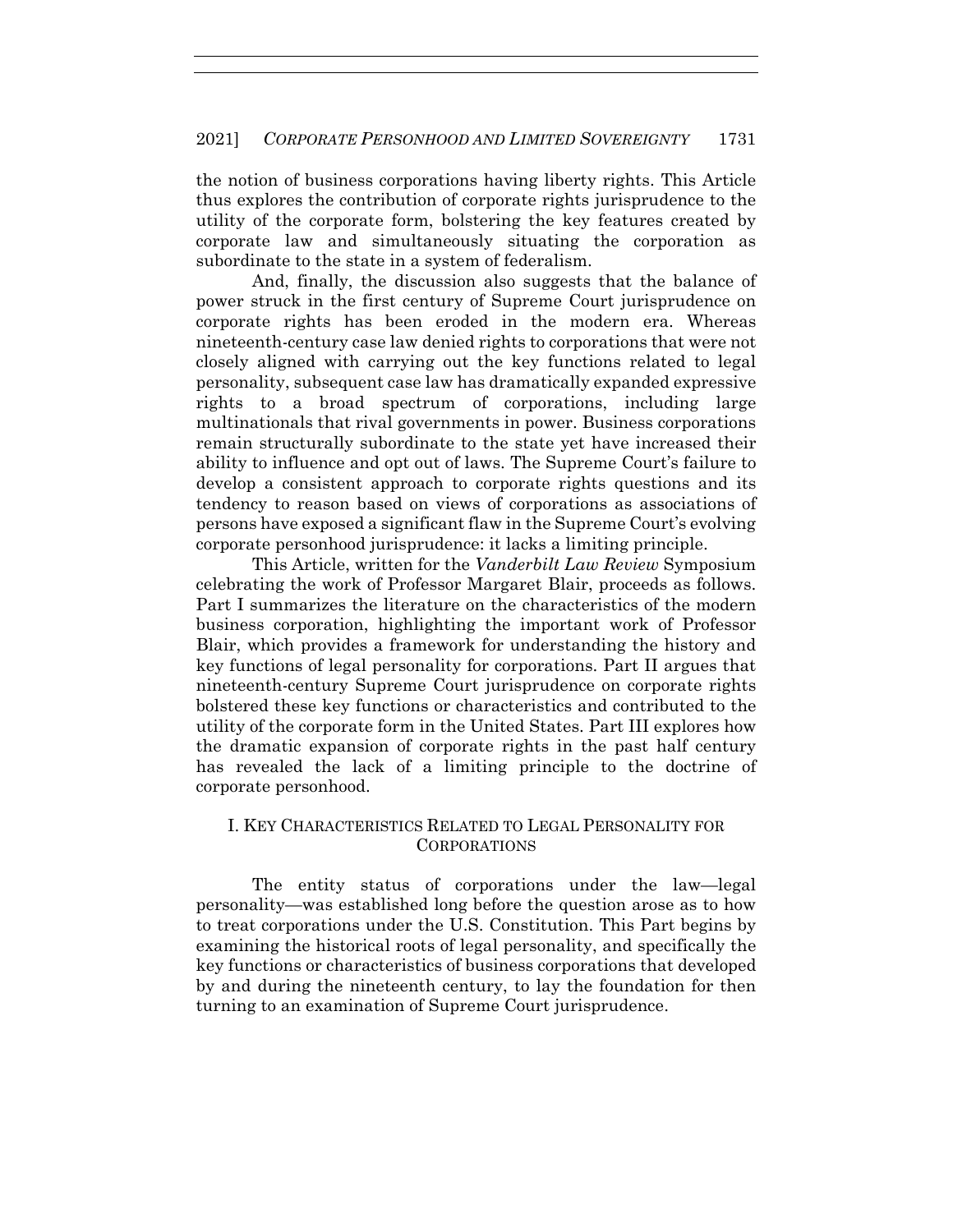the notion of business corporations having liberty rights. This Article thus explores the contribution of corporate rights jurisprudence to the utility of the corporate form, bolstering the key features created by corporate law and simultaneously situating the corporation as subordinate to the state in a system of federalism.

And, finally, the discussion also suggests that the balance of power struck in the first century of Supreme Court jurisprudence on corporate rights has been eroded in the modern era. Whereas nineteenth-century case law denied rights to corporations that were not closely aligned with carrying out the key functions related to legal personality, subsequent case law has dramatically expanded expressive rights to a broad spectrum of corporations, including large multinationals that rival governments in power. Business corporations remain structurally subordinate to the state yet have increased their ability to influence and opt out of laws. The Supreme Court's failure to develop a consistent approach to corporate rights questions and its tendency to reason based on views of corporations as associations of persons have exposed a significant flaw in the Supreme Court's evolving corporate personhood jurisprudence: it lacks a limiting principle.

This Article, written for the *Vanderbilt Law Review* Symposium celebrating the work of Professor Margaret Blair, proceeds as follows. Part I summarizes the literature on the characteristics of the modern business corporation, highlighting the important work of Professor Blair, which provides a framework for understanding the history and key functions of legal personality for corporations. Part II argues that nineteenth-century Supreme Court jurisprudence on corporate rights bolstered these key functions or characteristics and contributed to the utility of the corporate form in the United States. Part III explores how the dramatic expansion of corporate rights in the past half century has revealed the lack of a limiting principle to the doctrine of corporate personhood.

## I. KEY CHARACTERISTICS RELATED TO LEGAL PERSONALITY FOR CORPORATIONS

The entity status of corporations under the law—legal personality—was established long before the question arose as to how to treat corporations under the U.S. Constitution. This Part begins by examining the historical roots of legal personality, and specifically the key functions or characteristics of business corporations that developed by and during the nineteenth century, to lay the foundation for then turning to an examination of Supreme Court jurisprudence.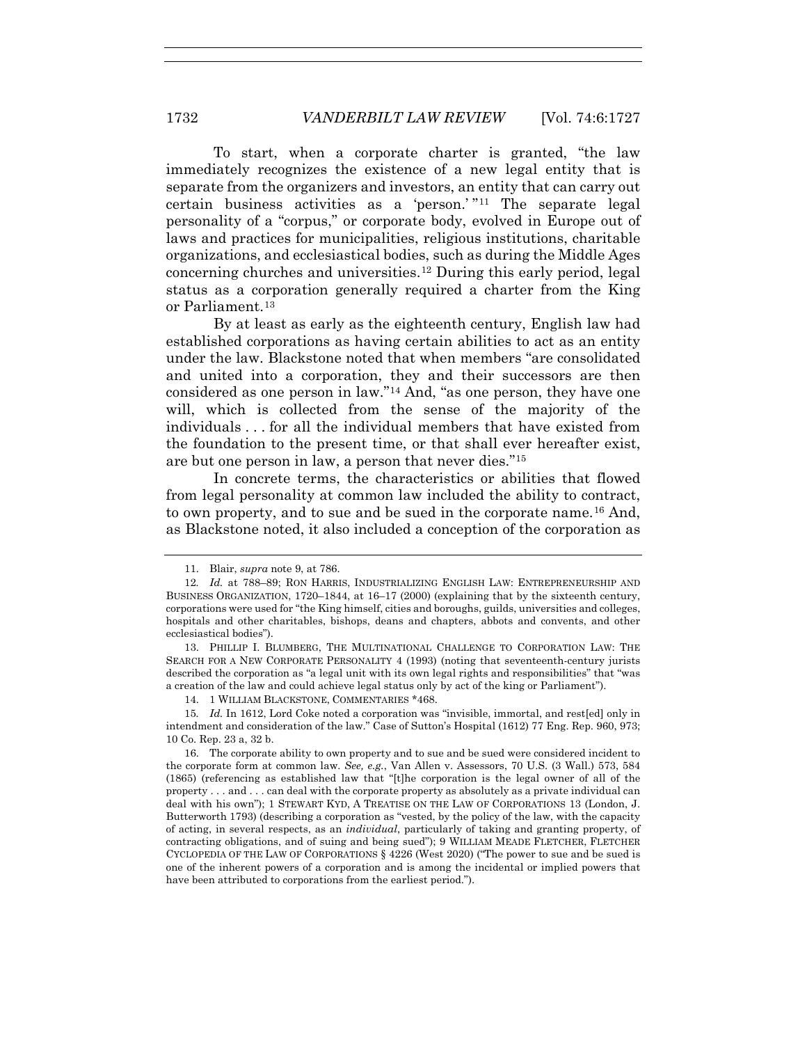To start, when a corporate charter is granted, "the law immediately recognizes the existence of a new legal entity that is separate from the organizers and investors, an entity that can carry out certain business activities as a 'person.'"[11] The separate legal personality of a "corpus," or corporate body, evolved in Europe out of laws and practices for municipalities, religious institutions, charitable organizations, and ecclesiastical bodies, such as during the Middle Ages concerning churches and universities.[12] During this early period, legal status as a corporation generally required a charter from the King or Parliament.[13]

By at least as early as the eighteenth century, English law had established corporations as having certain abilities to act as an entity under the law. Blackstone noted that when members "are consolidated and united into a corporation, they and their successors are then considered as one person in law."[14] And, "as one person, they have one will, which is collected from the sense of the majority of the individuals . . . for all the individual members that have existed from the foundation to the present time, or that shall ever hereafter exist, are but one person in law, a person that never dies."[15]

In concrete terms, the characteristics or abilities that flowed from legal personality at common law included the ability to contract, to own property, and to sue and be sued in the corporate name.[16] And, as Blackstone noted, it also included a conception of the corporation as

---

11. Blair, *supra* note 9, at 786.

12. *Id.* at 788–89; RON HARRIS, INDUSTRIALIZING ENGLISH LAW: ENTREPRENEURSHIP AND BUSINESS ORGANIZATION, 1720–1844, at 16–17 (2000) (explaining that by the sixteenth century, corporations were used for "the King himself, cities and boroughs, guilds, universities and colleges, hospitals and other charitables, bishops, deans and chapters, abbots and convents, and other ecclesiastical bodies").

13. PHILLIP I. BLUMBERG, THE MULTINATIONAL CHALLENGE TO CORPORATION LAW: THE SEARCH FOR A NEW CORPORATE PERSONALITY 4 (1993) (noting that seventeenth-century jurists described the corporation as "a legal unit with its own legal rights and responsibilities" that "was a creation of the law and could achieve legal status only by act of the king or Parliament").

14. 1 WILLIAM BLACKSTONE, COMMENTARIES *468.

15. *Id.* In 1612, Lord Coke noted a corporation was "invisible, immortal, and rest[ed] only in intendment and consideration of the law." Case of Sutton's Hospital (1612) 77 Eng. Rep. 960, 973; 10 Co. Rep. 23 a, 32 b.

16. The corporate ability to own property and to sue and be sued were considered incident to the corporate form at common law. *See, e.g.*, Van Allen v. Assessors, 70 U.S. (3 Wall.) 573, 584 (1865) (referencing as established law that "[t]he corporation is the legal owner of all of the property . . . and . . . can deal with the corporate property as absolutely as a private individual can deal with his own"); 1 STEWART KYD, A TREATISE ON THE LAW OF CORPORATIONS 13 (London, J. Butterworth 1793) (describing a corporation as "vested, by the policy of the law, with the capacity of acting, in several respects, as an *individual*, particularly of taking and granting property, of contracting obligations, and of suing and being sued"); 9 WILLIAM MEADE FLETCHER, FLETCHER CYCLOPEDIA OF THE LAW OF CORPORATIONS § 4226 (West 2020) ("The power to sue and be sued is one of the inherent powers of a corporation and is among the incidental or implied powers that have been attributed to corporations from the earliest period.").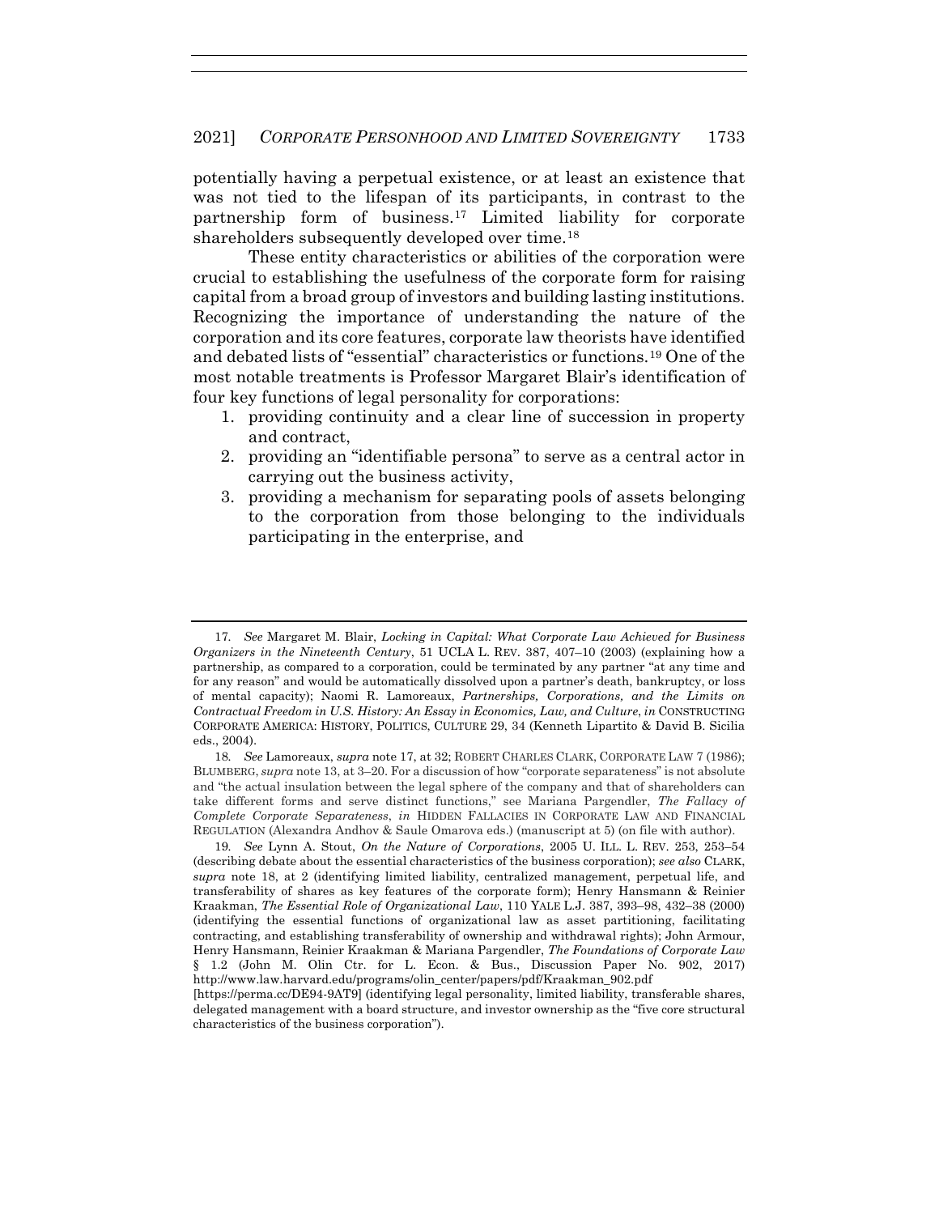potentially having a perpetual existence, or at least an existence that was not tied to the lifespan of its participants, in contrast to the partnership form of business.[17] Limited liability for corporate shareholders subsequently developed over time.[18]

These entity characteristics or abilities of the corporation were crucial to establishing the usefulness of the corporate form for raising capital from a broad group of investors and building lasting institutions. Recognizing the importance of understanding the nature of the corporation and its core features, corporate law theorists have identified and debated lists of "essential" characteristics or functions.[19] One of the most notable treatments is Professor Margaret Blair's identification of four key functions of legal personality for corporations:

1. providing continuity and a clear line of succession in property and contract,
2. providing an "identifiable persona" to serve as a central actor in carrying out the business activity,
3. providing a mechanism for separating pools of assets belonging to the corporation from those belonging to the individuals participating in the enterprise, and

---

17. *See* Margaret M. Blair, *Locking in Capital: What Corporate Law Achieved for Business Organizers in the Nineteenth Century*, 51 UCLA L. REV. 387, 407–10 (2003) (explaining how a partnership, as compared to a corporation, could be terminated by any partner "at any time and for any reason" and would be automatically dissolved upon a partner's death, bankruptcy, or loss of mental capacity); Naomi R. Lamoreaux, *Partnerships, Corporations, and the Limits on Contractual Freedom in U.S. History: An Essay in Economics, Law, and Culture*, *in* CONSTRUCTING CORPORATE AMERICA: HISTORY, POLITICS, CULTURE 29, 34 (Kenneth Lipartito & David B. Sicilia eds., 2004).

18. *See* Lamoreaux, *supra* note 17, at 32; ROBERT CHARLES CLARK, CORPORATE LAW 7 (1986); BLUMBERG, *supra* note 13, at 3–20. For a discussion of how "corporate separateness" is not absolute and "the actual insulation between the legal sphere of the company and that of shareholders can take different forms and serve distinct functions," see Mariana Pargendler, *The Fallacy of Complete Corporate Separateness*, *in* HIDDEN FALLACIES IN CORPORATE LAW AND FINANCIAL REGULATION (Alexandra Andhov & Saule Omarova eds.) (manuscript at 5) (on file with author).

19. *See* Lynn A. Stout, *On the Nature of Corporations*, 2005 U. ILL. L. REV. 253, 253–54 (describing debate about the essential characteristics of the business corporation); *see also* CLARK, *supra* note 18, at 2 (identifying limited liability, centralized management, perpetual life, and transferability of shares as key features of the corporate form); Henry Hansmann & Reinier Kraakman, *The Essential Role of Organizational Law*, 110 YALE L.J. 387, 393–98, 432–38 (2000) (identifying the essential functions of organizational law as asset partitioning, facilitating contracting, and establishing transferability of ownership and withdrawal rights); John Armour, Henry Hansmann, Reinier Kraakman & Mariana Pargendler, *The Foundations of Corporate Law* § 1.2 (John M. Olin Ctr. for L. Econ. & Bus., Discussion Paper No. 902, 2017) http://www.law.harvard.edu/programs/olin_center/papers/pdf/Kraakman_902.pdf [https://perma.cc/DE94-9AT9] (identifying legal personality, limited liability, transferable shares, delegated management with a board structure, and investor ownership as the "five core structural characteristics of the business corporation").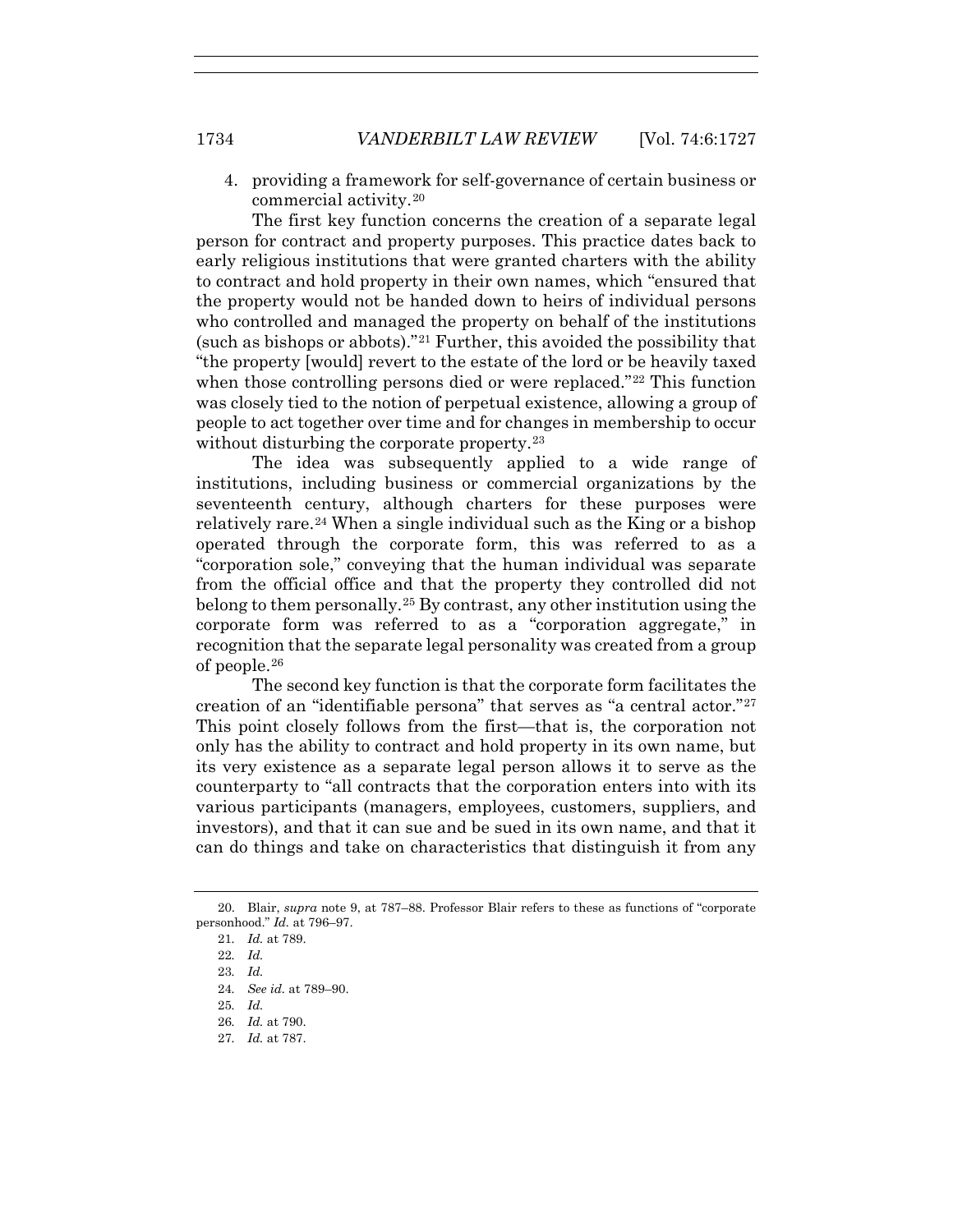4. providing a framework for self-governance of certain business or commercial activity.[20]

The first key function concerns the creation of a separate legal person for contract and property purposes. This practice dates back to early religious institutions that were granted charters with the ability to contract and hold property in their own names, which "ensured that the property would not be handed down to heirs of individual persons who controlled and managed the property on behalf of the institutions (such as bishops or abbots)."[21] Further, this avoided the possibility that "the property [would] revert to the estate of the lord or be heavily taxed when those controlling persons died or were replaced."[22] This function was closely tied to the notion of perpetual existence, allowing a group of people to act together over time and for changes in membership to occur without disturbing the corporate property.[23]

The idea was subsequently applied to a wide range of institutions, including business or commercial organizations by the seventeenth century, although charters for these purposes were relatively rare.[24] When a single individual such as the King or a bishop operated through the corporate form, this was referred to as a "corporation sole," conveying that the human individual was separate from the official office and that the property they controlled did not belong to them personally.[25] By contrast, any other institution using the corporate form was referred to as a "corporation aggregate," in recognition that the separate legal personality was created from a group of people.[26]

The second key function is that the corporate form facilitates the creation of an "identifiable persona" that serves as "a central actor."[27] This point closely follows from the first—that is, the corporation not only has the ability to contract and hold property in its own name, but its very existence as a separate legal person allows it to serve as the counterparty to "all contracts that the corporation enters into with its various participants (managers, employees, customers, suppliers, and investors), and that it can sue and be sued in its own name, and that it can do things and take on characteristics that distinguish it from any

---

20. Blair, *supra* note 9, at 787–88. Professor Blair refers to these as functions of "corporate personhood." *Id.* at 796–97.

21. *Id.* at 789.

22. *Id.*

23. *Id.*

24. *See id.* at 789–90.

25. *Id.*

26. *Id.* at 790.

27. *Id.* at 787.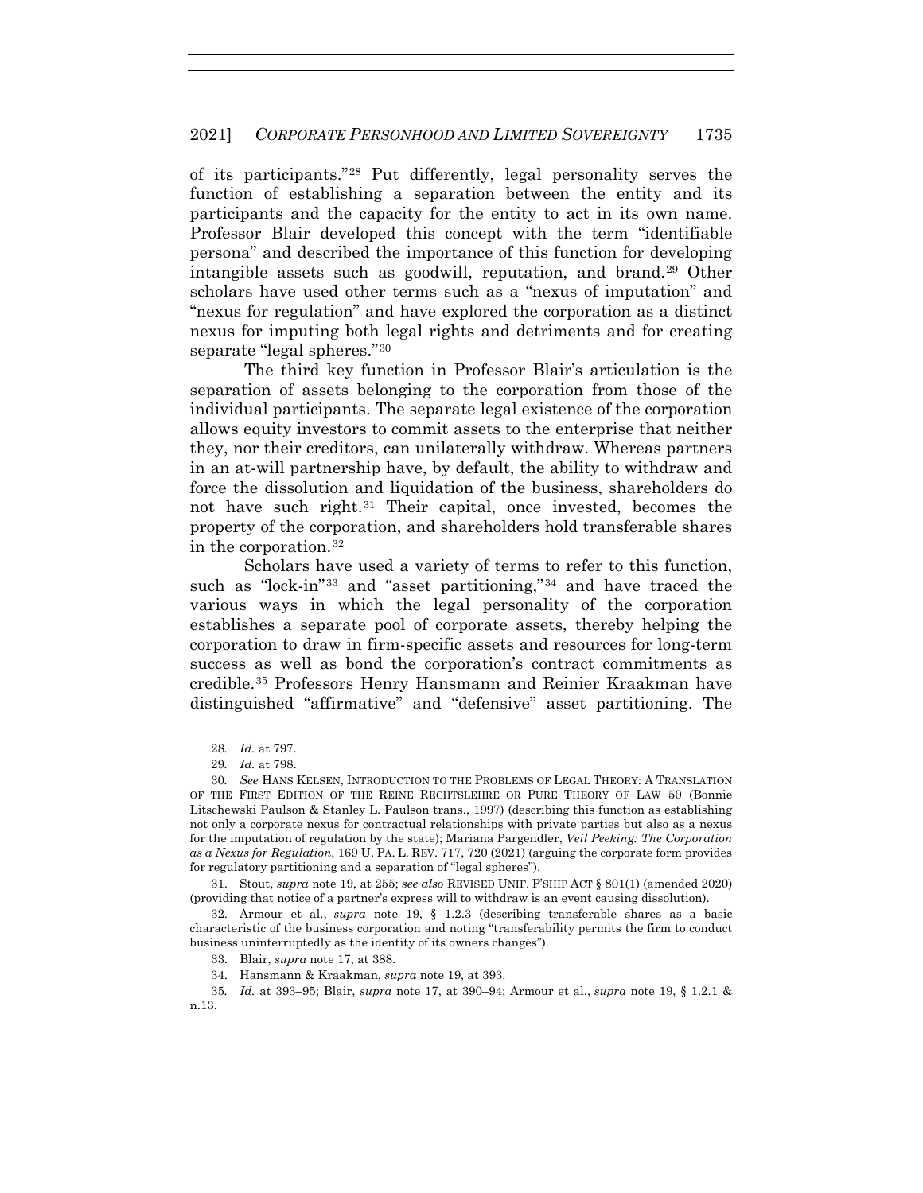of its participants."[28] Put differently, legal personality serves the function of establishing a separation between the entity and its participants and the capacity for the entity to act in its own name. Professor Blair developed this concept with the term "identifiable persona" and described the importance of this function for developing intangible assets such as goodwill, reputation, and brand.[29] Other scholars have used other terms such as a "nexus of imputation" and "nexus for regulation" and have explored the corporation as a distinct nexus for imputing both legal rights and detriments and for creating separate "legal spheres."[30]

The third key function in Professor Blair's articulation is the separation of assets belonging to the corporation from those of the individual participants. The separate legal existence of the corporation allows equity investors to commit assets to the enterprise that neither they, nor their creditors, can unilaterally withdraw. Whereas partners in an at-will partnership have, by default, the ability to withdraw and force the dissolution and liquidation of the business, shareholders do not have such right.[31] Their capital, once invested, becomes the property of the corporation, and shareholders hold transferable shares in the corporation.[32]

Scholars have used a variety of terms to refer to this function, such as "lock-in"[33] and "asset partitioning,"[34] and have traced the various ways in which the legal personality of the corporation establishes a separate pool of corporate assets, thereby helping the corporation to draw in firm-specific assets and resources for long-term success as well as bond the corporation's contract commitments as credible.[35] Professors Henry Hansmann and Reinier Kraakman have distinguished "affirmative" and "defensive" asset partitioning. The

---

28. *Id.* at 797.

29. *Id.* at 798.

30. *See* HANS KELSEN, INTRODUCTION TO THE PROBLEMS OF LEGAL THEORY: A TRANSLATION OF THE FIRST EDITION OF THE REINE RECHTSLEHRE OR PURE THEORY OF LAW 50 (Bonnie Litschewski Paulson & Stanley L. Paulson trans., 1997) (describing this function as establishing not only a corporate nexus for contractual relationships with private parties but also as a nexus for the imputation of regulation by the state); Mariana Pargendler, *Veil Peeking: The Corporation as a Nexus for Regulation*, 169 U. PA. L. REV. 717, 720 (2021) (arguing the corporate form provides for regulatory partitioning and a separation of "legal spheres").

31. Stout, *supra* note 19, at 255; *see also* REVISED UNIF. P'SHIP ACT § 801(1) (amended 2020) (providing that notice of a partner's express will to withdraw is an event causing dissolution).

32. Armour et al., *supra* note 19, § 1.2.3 (describing transferable shares as a basic characteristic of the business corporation and noting "transferability permits the firm to conduct business uninterruptedly as the identity of its owners changes").

33. Blair, *supra* note 17, at 388.

34. Hansmann & Kraakman, *supra* note 19, at 393.

35. *Id.* at 393–95; Blair, *supra* note 17, at 390–94; Armour et al., *supra* note 19, § 1.2.1 & n.13.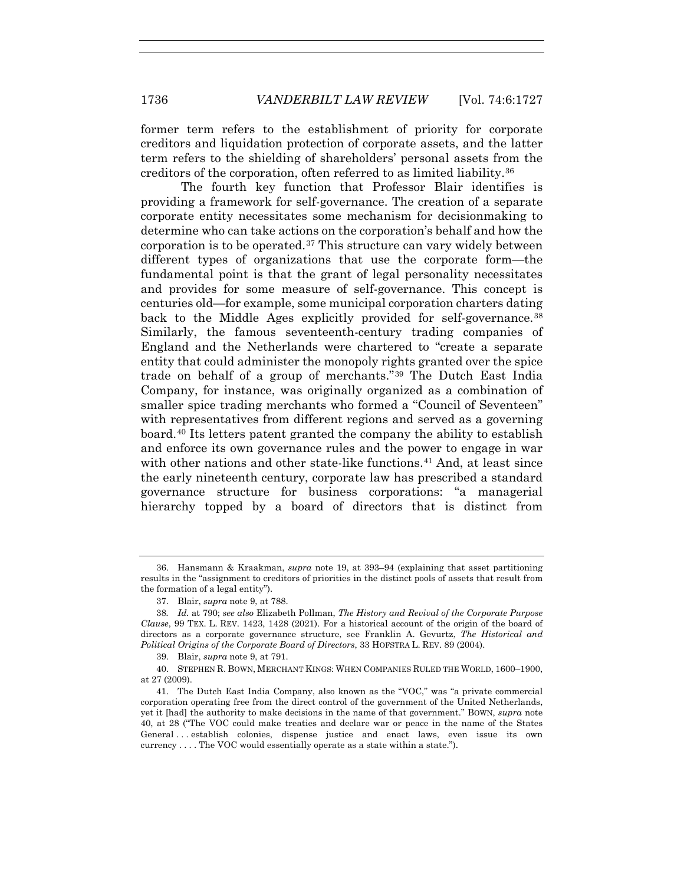former term refers to the establishment of priority for corporate creditors and liquidation protection of corporate assets, and the latter term refers to the shielding of shareholders' personal assets from the creditors of the corporation, often referred to as limited liability.[36]

The fourth key function that Professor Blair identifies is providing a framework for self-governance. The creation of a separate corporate entity necessitates some mechanism for decisionmaking to determine who can take actions on the corporation's behalf and how the corporation is to be operated.[37] This structure can vary widely between different types of organizations that use the corporate form—the fundamental point is that the grant of legal personality necessitates and provides for some measure of self-governance. This concept is centuries old—for example, some municipal corporation charters dating back to the Middle Ages explicitly provided for self-governance.[38] Similarly, the famous seventeenth-century trading companies of England and the Netherlands were chartered to "create a separate entity that could administer the monopoly rights granted over the spice trade on behalf of a group of merchants."[39] The Dutch East India Company, for instance, was originally organized as a combination of smaller spice trading merchants who formed a "Council of Seventeen" with representatives from different regions and served as a governing board.[40] Its letters patent granted the company the ability to establish and enforce its own governance rules and the power to engage in war with other nations and other state-like functions.[41] And, at least since the early nineteenth century, corporate law has prescribed a standard governance structure for business corporations: "a managerial hierarchy topped by a board of directors that is distinct from

---

36. Hansmann & Kraakman, *supra* note 19, at 393–94 (explaining that asset partitioning results in the "assignment to creditors of priorities in the distinct pools of assets that result from the formation of a legal entity").

37. Blair, *supra* note 9, at 788.

38. *Id.* at 790; *see also* Elizabeth Pollman, *The History and Revival of the Corporate Purpose Clause*, 99 TEX. L. REV. 1423, 1428 (2021). For a historical account of the origin of the board of directors as a corporate governance structure, see Franklin A. Gevurtz, *The Historical and Political Origins of the Corporate Board of Directors*, 33 HOFSTRA L. REV. 89 (2004).

39. Blair, *supra* note 9, at 791.

40. STEPHEN R. BOWN, MERCHANT KINGS: WHEN COMPANIES RULED THE WORLD, 1600–1900, at 27 (2009).

41. The Dutch East India Company, also known as the "VOC," was "a private commercial corporation operating free from the direct control of the government of the United Netherlands, yet it [had] the authority to make decisions in the name of that government." BOWN, *supra* note 40, at 28 ("The VOC could make treaties and declare war or peace in the name of the States General . . . establish colonies, dispense justice and enact laws, even issue its own currency . . . . The VOC would essentially operate as a state within a state.").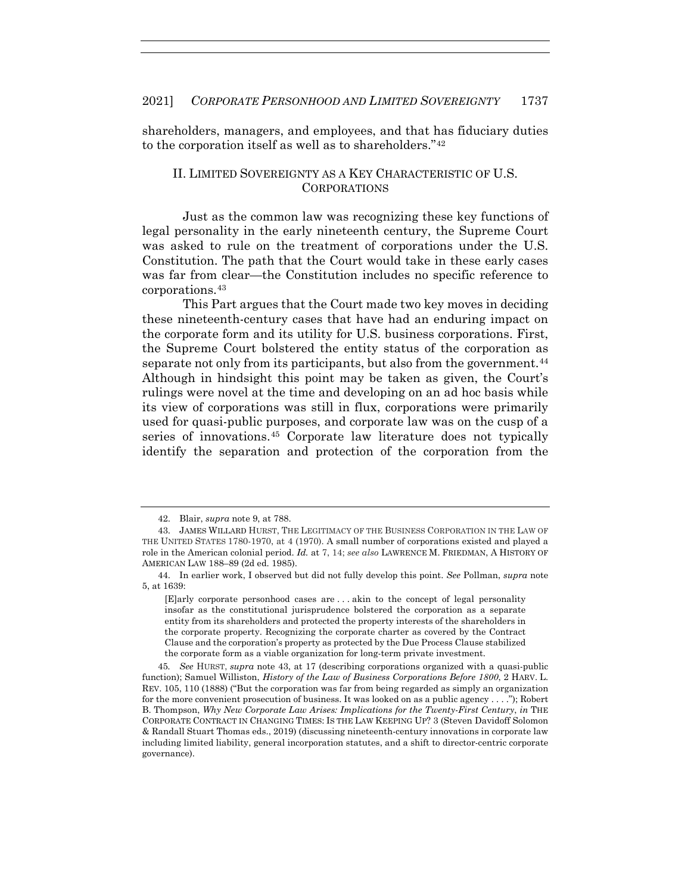shareholders, managers, and employees, and that has fiduciary duties to the corporation itself as well as to shareholders."[42]

## II. LIMITED SOVEREIGNTY AS A KEY CHARACTERISTIC OF U.S. CORPORATIONS

Just as the common law was recognizing these key functions of legal personality in the early nineteenth century, the Supreme Court was asked to rule on the treatment of corporations under the U.S. Constitution. The path that the Court would take in these early cases was far from clear—the Constitution includes no specific reference to corporations.[43]

This Part argues that the Court made two key moves in deciding these nineteenth-century cases that have had an enduring impact on the corporate form and its utility for U.S. business corporations. First, the Supreme Court bolstered the entity status of the corporation as separate not only from its participants, but also from the government.[44] Although in hindsight this point may be taken as given, the Court's rulings were novel at the time and developing on an ad hoc basis while its view of corporations was still in flux, corporations were primarily used for quasi-public purposes, and corporate law was on the cusp of a series of innovations.[45] Corporate law literature does not typically identify the separation and protection of the corporation from the

---

42. Blair, *supra* note 9, at 788.

43. JAMES WILLARD HURST, THE LEGITIMACY OF THE BUSINESS CORPORATION IN THE LAW OF THE UNITED STATES 1780-1970, at 4 (1970). A small number of corporations existed and played a role in the American colonial period. *Id.* at 7, 14; *see also* LAWRENCE M. FRIEDMAN, A HISTORY OF AMERICAN LAW 188–89 (2d ed. 1985).

44. In earlier work, I observed but did not fully develop this point. *See* Pollman, *supra* note 5, at 1639:

> [E]arly corporate personhood cases are . . . akin to the concept of legal personality insofar as the constitutional jurisprudence bolstered the corporation as a separate entity from its shareholders and protected the property interests of the shareholders in the corporate property. Recognizing the corporate charter as covered by the Contract Clause and the corporation's property as protected by the Due Process Clause stabilized the corporate form as a viable organization for long-term private investment.

45. *See* HURST, *supra* note 43, at 17 (describing corporations organized with a quasi-public function); Samuel Williston, *History of the Law of Business Corporations Before 1800*, 2 HARV. L. REV. 105, 110 (1888) ("But the corporation was far from being regarded as simply an organization for the more convenient prosecution of business. It was looked on as a public agency . . . ."); Robert B. Thompson, *Why New Corporate Law Arises: Implications for the Twenty-First Century*, *in* THE CORPORATE CONTRACT IN CHANGING TIMES: IS THE LAW KEEPING UP? 3 (Steven Davidoff Solomon & Randall Stuart Thomas eds., 2019) (discussing nineteenth-century innovations in corporate law including limited liability, general incorporation statutes, and a shift to director-centric corporate governance).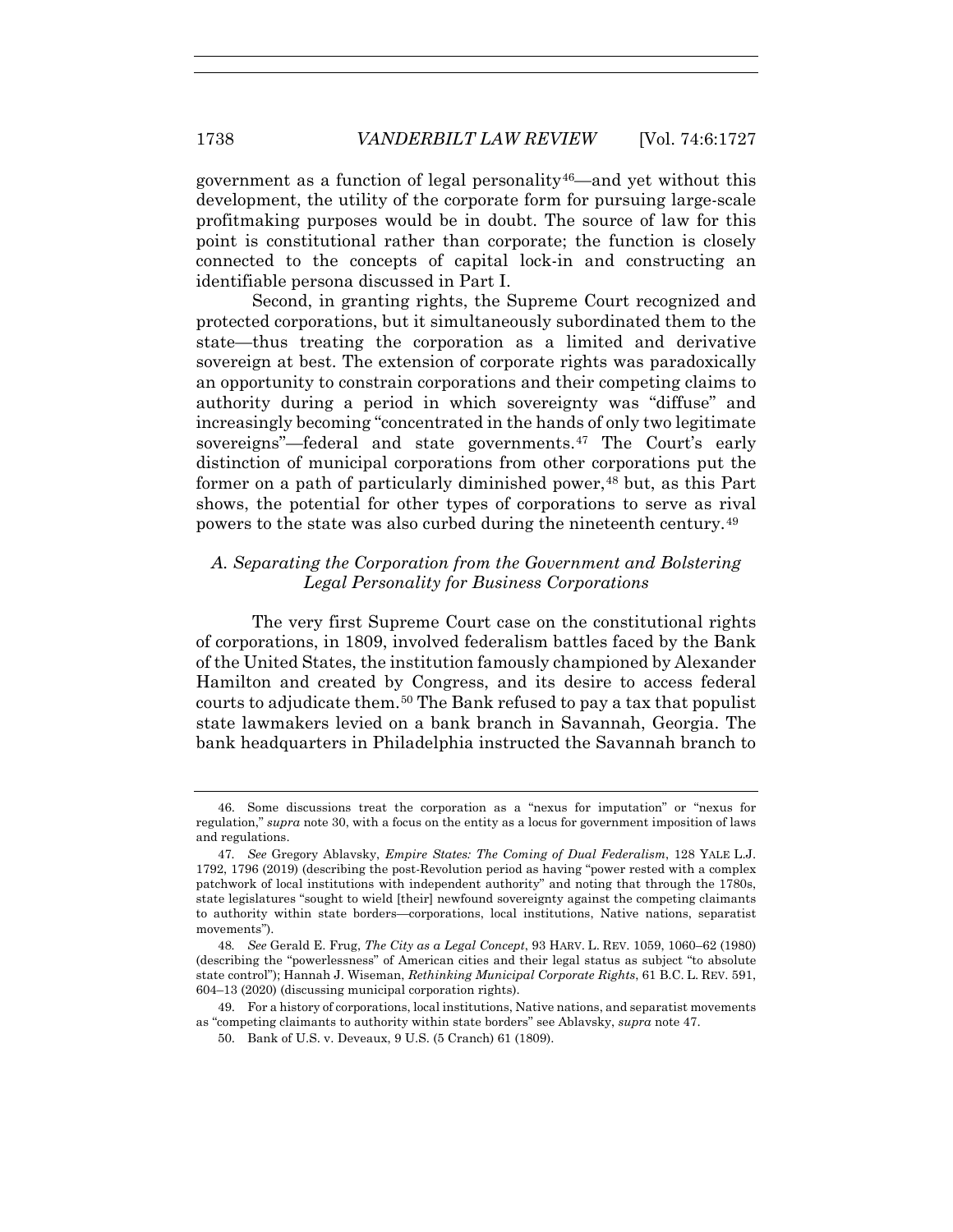government as a function of legal personality[46]—and yet without this development, the utility of the corporate form for pursuing large-scale profitmaking purposes would be in doubt. The source of law for this point is constitutional rather than corporate; the function is closely connected to the concepts of capital lock-in and constructing an identifiable persona discussed in Part I.

Second, in granting rights, the Supreme Court recognized and protected corporations, but it simultaneously subordinated them to the state—thus treating the corporation as a limited and derivative sovereign at best. The extension of corporate rights was paradoxically an opportunity to constrain corporations and their competing claims to authority during a period in which sovereignty was "diffuse" and increasingly becoming "concentrated in the hands of only two legitimate sovereigns"—federal and state governments.[47] The Court's early distinction of municipal corporations from other corporations put the former on a path of particularly diminished power,[48] but, as this Part shows, the potential for other types of corporations to serve as rival powers to the state was also curbed during the nineteenth century.[49]

### *A. Separating the Corporation from the Government and Bolstering Legal Personality for Business Corporations*

The very first Supreme Court case on the constitutional rights of corporations, in 1809, involved federalism battles faced by the Bank of the United States, the institution famously championed by Alexander Hamilton and created by Congress, and its desire to access federal courts to adjudicate them.[50] The Bank refused to pay a tax that populist state lawmakers levied on a bank branch in Savannah, Georgia. The bank headquarters in Philadelphia instructed the Savannah branch to

---

46. Some discussions treat the corporation as a "nexus for imputation" or "nexus for regulation," *supra* note 30, with a focus on the entity as a locus for government imposition of laws and regulations.

47. *See* Gregory Ablavsky, *Empire States: The Coming of Dual Federalism*, 128 YALE L.J. 1792, 1796 (2019) (describing the post-Revolution period as having "power rested with a complex patchwork of local institutions with independent authority" and noting that through the 1780s, state legislatures "sought to wield [their] newfound sovereignty against the competing claimants to authority within state borders—corporations, local institutions, Native nations, separatist movements").

48. *See* Gerald E. Frug, *The City as a Legal Concept*, 93 HARV. L. REV. 1059, 1060–62 (1980) (describing the "powerlessness" of American cities and their legal status as subject "to absolute state control"); Hannah J. Wiseman, *Rethinking Municipal Corporate Rights*, 61 B.C. L. REV. 591, 604–13 (2020) (discussing municipal corporation rights).

49. For a history of corporations, local institutions, Native nations, and separatist movements as "competing claimants to authority within state borders" see Ablavsky, *supra* note 47.

50. Bank of U.S. v. Deveaux, 9 U.S. (5 Cranch) 61 (1809).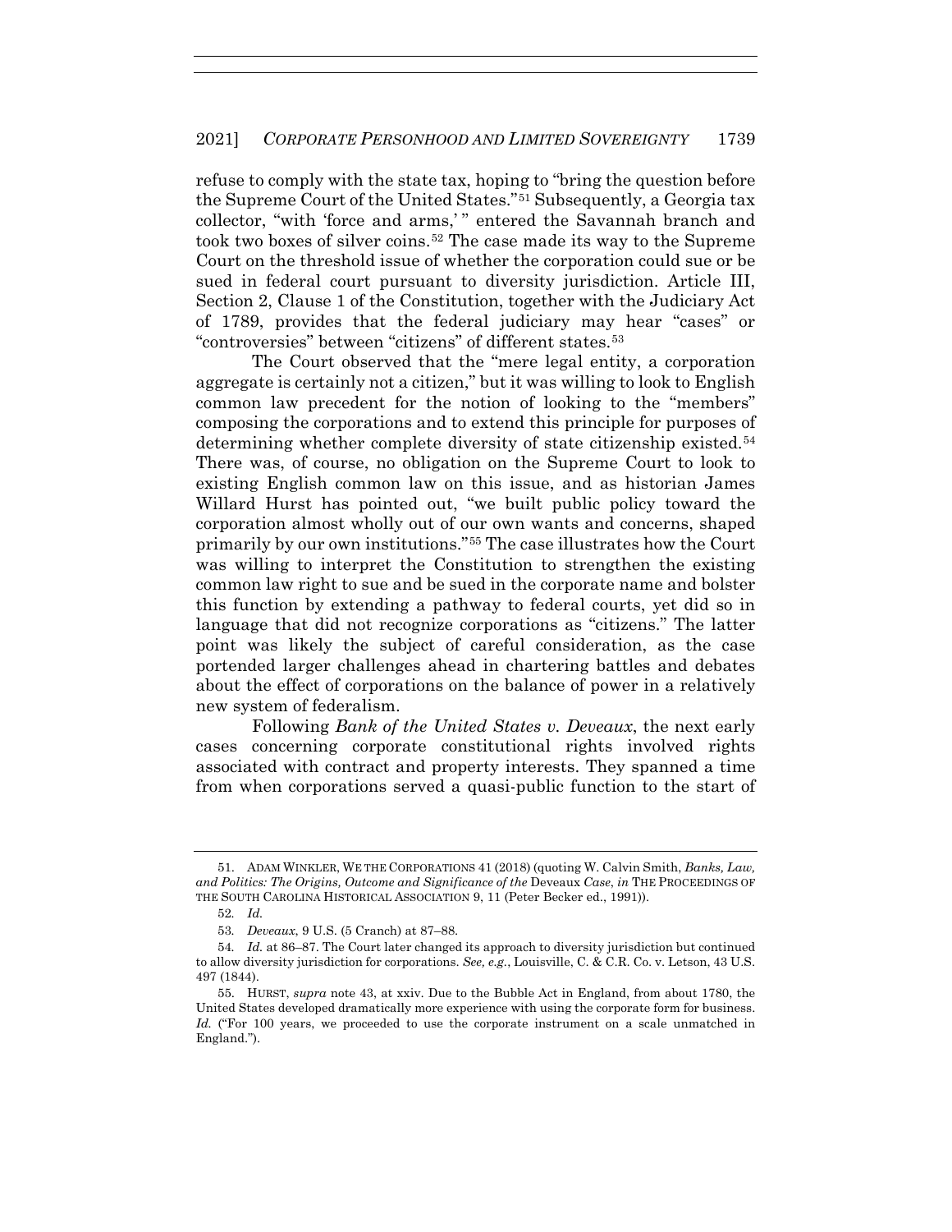refuse to comply with the state tax, hoping to "bring the question before the Supreme Court of the United States."[51] Subsequently, a Georgia tax collector, "with 'force and arms,' " entered the Savannah branch and took two boxes of silver coins.[52] The case made its way to the Supreme Court on the threshold issue of whether the corporation could sue or be sued in federal court pursuant to diversity jurisdiction. Article III, Section 2, Clause 1 of the Constitution, together with the Judiciary Act of 1789, provides that the federal judiciary may hear "cases" or "controversies" between "citizens" of different states.[53]

The Court observed that the "mere legal entity, a corporation aggregate is certainly not a citizen," but it was willing to look to English common law precedent for the notion of looking to the "members" composing the corporations and to extend this principle for purposes of determining whether complete diversity of state citizenship existed.[54] There was, of course, no obligation on the Supreme Court to look to existing English common law on this issue, and as historian James Willard Hurst has pointed out, "we built public policy toward the corporation almost wholly out of our own wants and concerns, shaped primarily by our own institutions."[55] The case illustrates how the Court was willing to interpret the Constitution to strengthen the existing common law right to sue and be sued in the corporate name and bolster this function by extending a pathway to federal courts, yet did so in language that did not recognize corporations as "citizens." The latter point was likely the subject of careful consideration, as the case portended larger challenges ahead in chartering battles and debates about the effect of corporations on the balance of power in a relatively new system of federalism.

Following *Bank of the United States v. Deveaux*, the next early cases concerning corporate constitutional rights involved rights associated with contract and property interests. They spanned a time from when corporations served a quasi-public function to the start of

---

51. ADAM WINKLER, WE THE CORPORATIONS 41 (2018) (quoting W. Calvin Smith, *Banks, Law, and Politics: The Origins, Outcome and Significance of the* Deveaux *Case*, *in* THE PROCEEDINGS OF THE SOUTH CAROLINA HISTORICAL ASSOCIATION 9, 11 (Peter Becker ed., 1991)).

52. *Id.*

53. *Deveaux*, 9 U.S. (5 Cranch) at 87–88.

54. *Id.* at 86–87. The Court later changed its approach to diversity jurisdiction but continued to allow diversity jurisdiction for corporations. *See, e.g.*, Louisville, C. & C.R. Co. v. Letson, 43 U.S. 497 (1844).

55. HURST, *supra* note 43, at xxiv. Due to the Bubble Act in England, from about 1780, the United States developed dramatically more experience with using the corporate form for business. *Id.* ("For 100 years, we proceeded to use the corporate instrument on a scale unmatched in England.").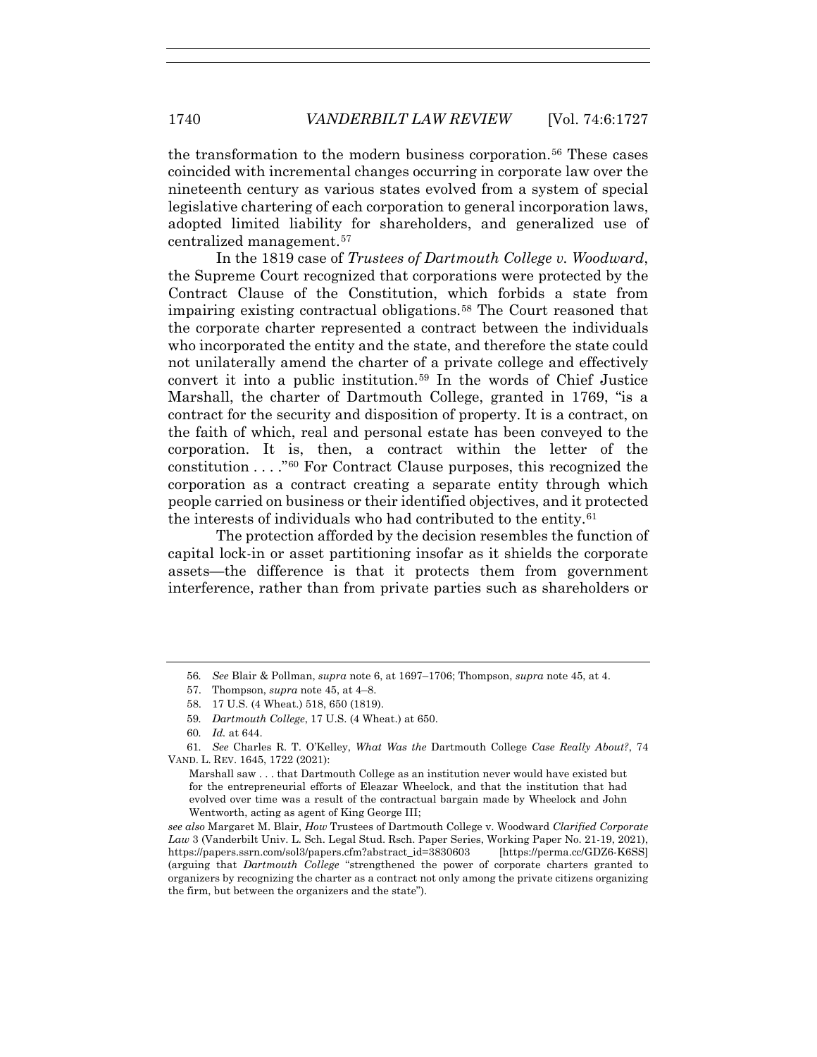the transformation to the modern business corporation.[56] These cases coincided with incremental changes occurring in corporate law over the nineteenth century as various states evolved from a system of special legislative chartering of each corporation to general incorporation laws, adopted limited liability for shareholders, and generalized use of centralized management.[57]

In the 1819 case of *Trustees of Dartmouth College v. Woodward*, the Supreme Court recognized that corporations were protected by the Contract Clause of the Constitution, which forbids a state from impairing existing contractual obligations.[58] The Court reasoned that the corporate charter represented a contract between the individuals who incorporated the entity and the state, and therefore the state could not unilaterally amend the charter of a private college and effectively convert it into a public institution.[59] In the words of Chief Justice Marshall, the charter of Dartmouth College, granted in 1769, "is a contract for the security and disposition of property. It is a contract, on the faith of which, real and personal estate has been conveyed to the corporation. It is, then, a contract within the letter of the constitution . . . ."[60] For Contract Clause purposes, this recognized the corporation as a contract creating a separate entity through which people carried on business or their identified objectives, and it protected the interests of individuals who had contributed to the entity.[61]

The protection afforded by the decision resembles the function of capital lock-in or asset partitioning insofar as it shields the corporate assets—the difference is that it protects them from government interference, rather than from private parties such as shareholders or

---

56. *See* Blair & Pollman, *supra* note 6, at 1697–1706; Thompson, *supra* note 45, at 4.

57. Thompson, *supra* note 45, at 4–8.

58. 17 U.S. (4 Wheat.) 518, 650 (1819).

59. *Dartmouth College*, 17 U.S. (4 Wheat.) at 650.

60. *Id.* at 644.

61. *See* Charles R. T. O'Kelley, *What Was the* Dartmouth College *Case Really About?*, 74 VAND. L. REV. 1645, 1722 (2021):

> Marshall saw . . . that Dartmouth College as an institution never would have existed but for the entrepreneurial efforts of Eleazar Wheelock, and that the institution that had evolved over time was a result of the contractual bargain made by Wheelock and John Wentworth, acting as agent of King George III;

*see also* Margaret M. Blair, *How* Trustees of Dartmouth College v. Woodward *Clarified Corporate Law* 3 (Vanderbilt Univ. L. Sch. Legal Stud. Rsch. Paper Series, Working Paper No. 21-19, 2021), https://papers.ssrn.com/sol3/papers.cfm?abstract_id=3830603 [https://perma.cc/GDZ6-K6SS] (arguing that *Dartmouth College* "strengthened the power of corporate charters granted to organizers by recognizing the charter as a contract not only among the private citizens organizing the firm, but between the organizers and the state").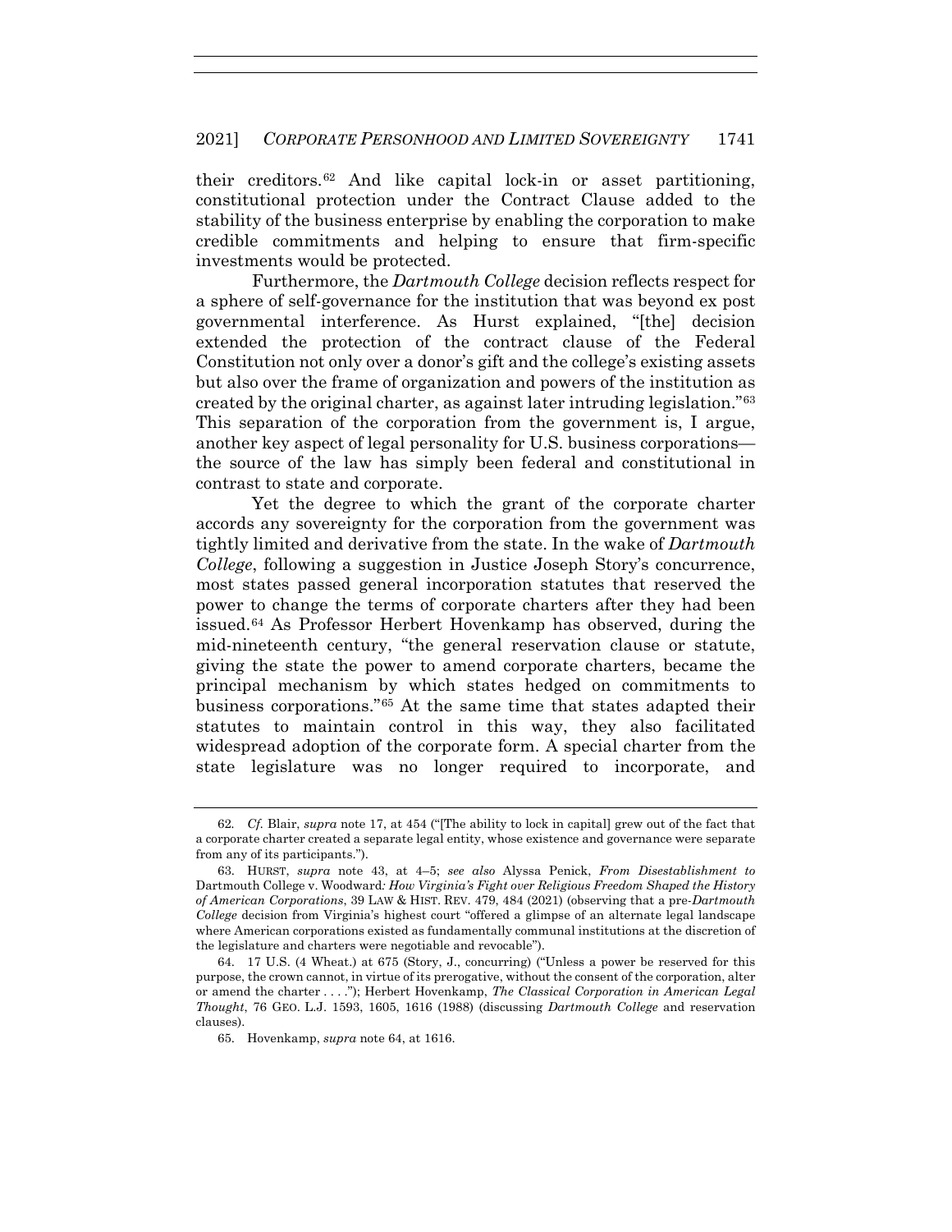their creditors.[62] And like capital lock-in or asset partitioning, constitutional protection under the Contract Clause added to the stability of the business enterprise by enabling the corporation to make credible commitments and helping to ensure that firm-specific investments would be protected.

Furthermore, the *Dartmouth College* decision reflects respect for a sphere of self-governance for the institution that was beyond ex post governmental interference. As Hurst explained, "[the] decision extended the protection of the contract clause of the Federal Constitution not only over a donor's gift and the college's existing assets but also over the frame of organization and powers of the institution as created by the original charter, as against later intruding legislation."[63] This separation of the corporation from the government is, I argue, another key aspect of legal personality for U.S. business corporations—the source of the law has simply been federal and constitutional in contrast to state and corporate.

Yet the degree to which the grant of the corporate charter accords any sovereignty for the corporation from the government was tightly limited and derivative from the state. In the wake of *Dartmouth College*, following a suggestion in Justice Joseph Story's concurrence, most states passed general incorporation statutes that reserved the power to change the terms of corporate charters after they had been issued.[64] As Professor Herbert Hovenkamp has observed, during the mid-nineteenth century, "the general reservation clause or statute, giving the state the power to amend corporate charters, became the principal mechanism by which states hedged on commitments to business corporations."[65] At the same time that states adapted their statutes to maintain control in this way, they also facilitated widespread adoption of the corporate form. A special charter from the state legislature was no longer required to incorporate, and

---

62. *Cf.* Blair, *supra* note 17, at 454 ("[The ability to lock in capital] grew out of the fact that a corporate charter created a separate legal entity, whose existence and governance were separate from any of its participants.").

63. HURST, *supra* note 43, at 4–5; *see also* Alyssa Penick, *From Disestablishment to* Dartmouth College v. Woodward*: How Virginia's Fight over Religious Freedom Shaped the History of American Corporations*, 39 LAW & HIST. REV. 479, 484 (2021) (observing that a pre-*Dartmouth College* decision from Virginia's highest court "offered a glimpse of an alternate legal landscape where American corporations existed as fundamentally communal institutions at the discretion of the legislature and charters were negotiable and revocable").

64. 17 U.S. (4 Wheat.) at 675 (Story, J., concurring) ("Unless a power be reserved for this purpose, the crown cannot, in virtue of its prerogative, without the consent of the corporation, alter or amend the charter . . . ."); Herbert Hovenkamp, *The Classical Corporation in American Legal Thought*, 76 GEO. L.J. 1593, 1605, 1616 (1988) (discussing *Dartmouth College* and reservation clauses).

65. Hovenkamp, *supra* note 64, at 1616.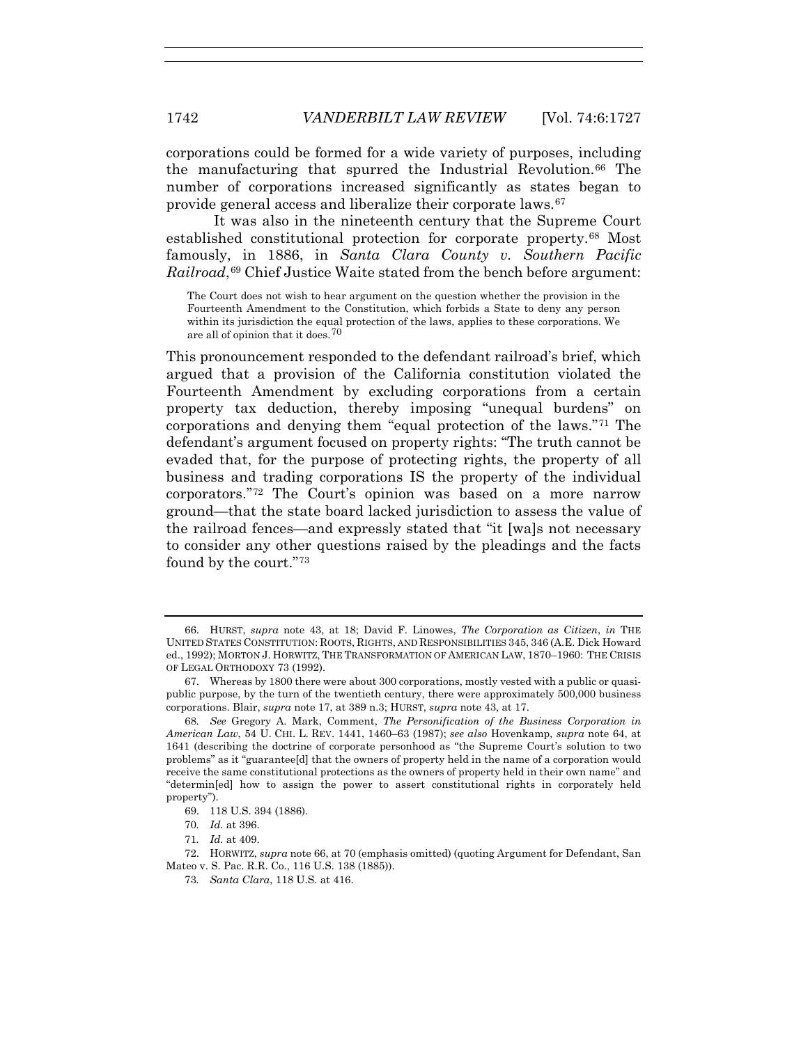corporations could be formed for a wide variety of purposes, including the manufacturing that spurred the Industrial Revolution.[66] The number of corporations increased significantly as states began to provide general access and liberalize their corporate laws.[67]

It was also in the nineteenth century that the Supreme Court established constitutional protection for corporate property.[68] Most famously, in 1886, in *Santa Clara County v. Southern Pacific Railroad*,[69] Chief Justice Waite stated from the bench before argument:

> The Court does not wish to hear argument on the question whether the provision in the Fourteenth Amendment to the Constitution, which forbids a State to deny any person within its jurisdiction the equal protection of the laws, applies to these corporations. We are all of opinion that it does.[70]

This pronouncement responded to the defendant railroad's brief, which argued that a provision of the California constitution violated the Fourteenth Amendment by excluding corporations from a certain property tax deduction, thereby imposing "unequal burdens" on corporations and denying them "equal protection of the laws."[71] The defendant's argument focused on property rights: "The truth cannot be evaded that, for the purpose of protecting rights, the property of all business and trading corporations IS the property of the individual corporators."[72] The Court's opinion was based on a more narrow ground—that the state board lacked jurisdiction to assess the value of the railroad fences—and expressly stated that "it [wa]s not necessary to consider any other questions raised by the pleadings and the facts found by the court."[73]

---

66. HURST, *supra* note 43, at 18; David F. Linowes, *The Corporation as Citizen*, *in* THE UNITED STATES CONSTITUTION: ROOTS, RIGHTS, AND RESPONSIBILITIES 345, 346 (A.E. Dick Howard ed., 1992); MORTON J. HORWITZ, THE TRANSFORMATION OF AMERICAN LAW, 1870–1960: THE CRISIS OF LEGAL ORTHODOXY 73 (1992).

67. Whereas by 1800 there were about 300 corporations, mostly vested with a public or quasi-public purpose, by the turn of the twentieth century, there were approximately 500,000 business corporations. Blair, *supra* note 17, at 389 n.3; HURST, *supra* note 43, at 17.

68. *See* Gregory A. Mark, Comment, *The Personification of the Business Corporation in American Law*, 54 U. CHI. L. REV. 1441, 1460–63 (1987); *see also* Hovenkamp, *supra* note 64, at 1641 (describing the doctrine of corporate personhood as "the Supreme Court's solution to two problems" as it "guarantee[d] that the owners of property held in the name of a corporation would receive the same constitutional protections as the owners of property held in their own name" and "determin[ed] how to assign the power to assert constitutional rights in corporately held property").

69. 118 U.S. 394 (1886).

70. *Id.* at 396.

71. *Id.* at 409.

72. HORWITZ, *supra* note 66, at 70 (emphasis omitted) (quoting Argument for Defendant, San Mateo v. S. Pac. R.R. Co., 116 U.S. 138 (1885)).

73. *Santa Clara*, 118 U.S. at 416.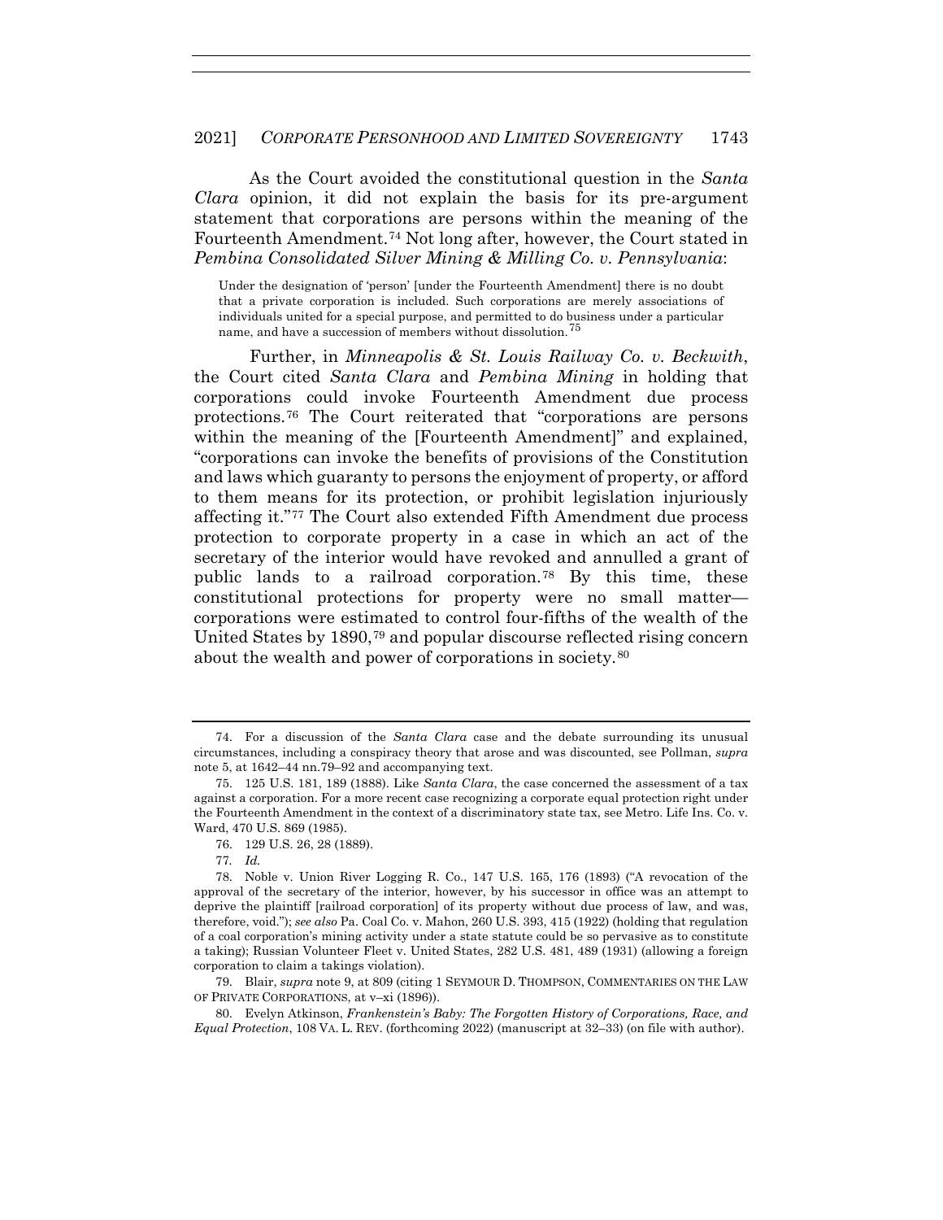As the Court avoided the constitutional question in the *Santa Clara* opinion, it did not explain the basis for its pre-argument statement that corporations are persons within the meaning of the Fourteenth Amendment.[74] Not long after, however, the Court stated in *Pembina Consolidated Silver Mining & Milling Co. v. Pennsylvania*:

> Under the designation of 'person' [under the Fourteenth Amendment] there is no doubt that a private corporation is included. Such corporations are merely associations of individuals united for a special purpose, and permitted to do business under a particular name, and have a succession of members without dissolution.[75]

Further, in *Minneapolis & St. Louis Railway Co. v. Beckwith*, the Court cited *Santa Clara* and *Pembina Mining* in holding that corporations could invoke Fourteenth Amendment due process protections.[76] The Court reiterated that "corporations are persons within the meaning of the [Fourteenth Amendment]" and explained, "corporations can invoke the benefits of provisions of the Constitution and laws which guaranty to persons the enjoyment of property, or afford to them means for its protection, or prohibit legislation injuriously affecting it."[77] The Court also extended Fifth Amendment due process protection to corporate property in a case in which an act of the secretary of the interior would have revoked and annulled a grant of public lands to a railroad corporation.[78] By this time, these constitutional protections for property were no small matter—corporations were estimated to control four-fifths of the wealth of the United States by 1890,[79] and popular discourse reflected rising concern about the wealth and power of corporations in society.[80]

---

74. For a discussion of the *Santa Clara* case and the debate surrounding its unusual circumstances, including a conspiracy theory that arose and was discounted, see Pollman, *supra* note 5, at 1642–44 nn.79–92 and accompanying text.

75. 125 U.S. 181, 189 (1888). Like *Santa Clara*, the case concerned the assessment of a tax against a corporation. For a more recent case recognizing a corporate equal protection right under the Fourteenth Amendment in the context of a discriminatory state tax, see Metro. Life Ins. Co. v. Ward, 470 U.S. 869 (1985).

76. 129 U.S. 26, 28 (1889).

77. *Id.*

78. Noble v. Union River Logging R. Co., 147 U.S. 165, 176 (1893) ("A revocation of the approval of the secretary of the interior, however, by his successor in office was an attempt to deprive the plaintiff [railroad corporation] of its property without due process of law, and was, therefore, void."); *see also* Pa. Coal Co. v. Mahon, 260 U.S. 393, 415 (1922) (holding that regulation of a coal corporation's mining activity under a state statute could be so pervasive as to constitute a taking); Russian Volunteer Fleet v. United States, 282 U.S. 481, 489 (1931) (allowing a foreign corporation to claim a takings violation).

79. Blair, *supra* note 9, at 809 (citing 1 SEYMOUR D. THOMPSON, COMMENTARIES ON THE LAW OF PRIVATE CORPORATIONS, at v–xi (1896)).

80. Evelyn Atkinson, *Frankenstein's Baby: The Forgotten History of Corporations, Race, and Equal Protection*, 108 VA. L. REV. (forthcoming 2022) (manuscript at 32–33) (on file with author).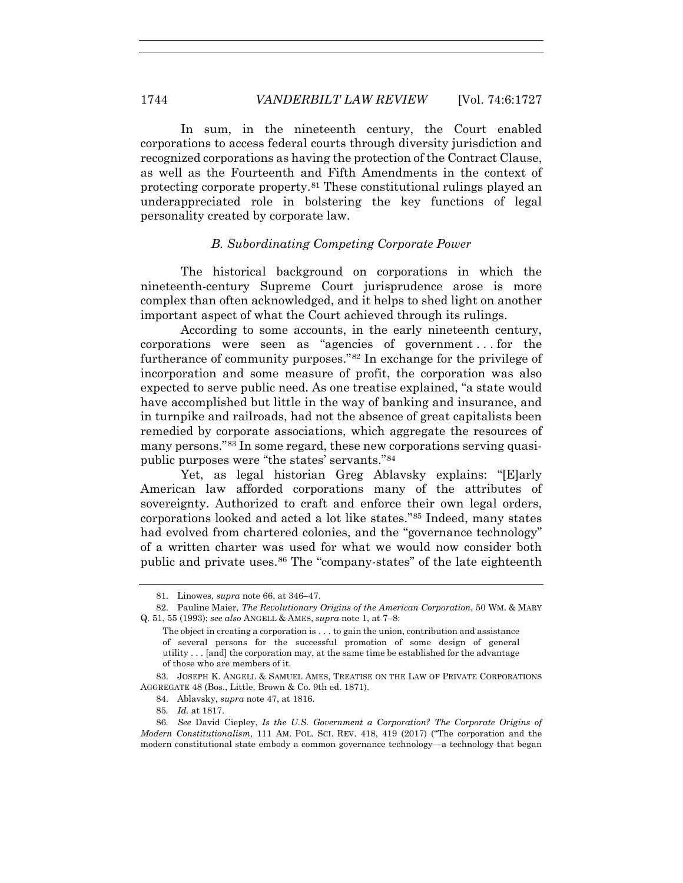In sum, in the nineteenth century, the Court enabled corporations to access federal courts through diversity jurisdiction and recognized corporations as having the protection of the Contract Clause, as well as the Fourteenth and Fifth Amendments in the context of protecting corporate property.[81] These constitutional rulings played an underappreciated role in bolstering the key functions of legal personality created by corporate law.

### *B. Subordinating Competing Corporate Power*

The historical background on corporations in which the nineteenth-century Supreme Court jurisprudence arose is more complex than often acknowledged, and it helps to shed light on another important aspect of what the Court achieved through its rulings.

According to some accounts, in the early nineteenth century, corporations were seen as "agencies of government . . . for the furtherance of community purposes."[82] In exchange for the privilege of incorporation and some measure of profit, the corporation was also expected to serve public need. As one treatise explained, "a state would have accomplished but little in the way of banking and insurance, and in turnpike and railroads, had not the absence of great capitalists been remedied by corporate associations, which aggregate the resources of many persons."[83] In some regard, these new corporations serving quasi-public purposes were "the states' servants."[84]

Yet, as legal historian Greg Ablavsky explains: "[E]arly American law afforded corporations many of the attributes of sovereignty. Authorized to craft and enforce their own legal orders, corporations looked and acted a lot like states."[85] Indeed, many states had evolved from chartered colonies, and the "governance technology" of a written charter was used for what we would now consider both public and private uses.[86] The "company-states" of the late eighteenth

---

81. Linowes, *supra* note 66, at 346–47.

82. Pauline Maier, *The Revolutionary Origins of the American Corporation*, 50 WM. & MARY Q. 51, 55 (1993); *see also* ANGELL & AMES, *supra* note 1, at 7–8:

> The object in creating a corporation is . . . to gain the union, contribution and assistance of several persons for the successful promotion of some design of general utility . . . [and] the corporation may, at the same time be established for the advantage of those who are members of it.

83. JOSEPH K. ANGELL & SAMUEL AMES, TREATISE ON THE LAW OF PRIVATE CORPORATIONS AGGREGATE 48 (Bos., Little, Brown & Co. 9th ed. 1871).

84. Ablavsky, *supra* note 47, at 1816.

85. *Id.* at 1817.

86. *See* David Ciepley, *Is the U.S. Government a Corporation? The Corporate Origins of Modern Constitutionalism*, 111 AM. POL. SCI. REV. 418, 419 (2017) ("The corporation and the modern constitutional state embody a common governance technology—a technology that began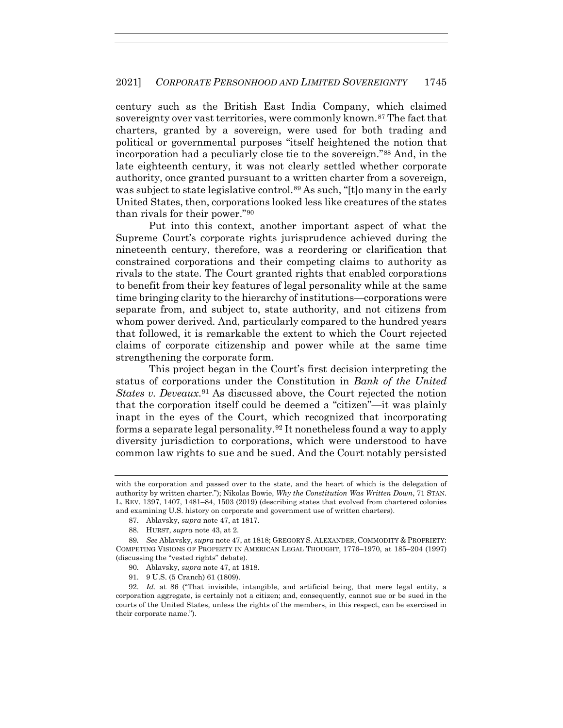century such as the British East India Company, which claimed sovereignty over vast territories, were commonly known.[87] The fact that charters, granted by a sovereign, were used for both trading and political or governmental purposes "itself heightened the notion that incorporation had a peculiarly close tie to the sovereign."[88] And, in the late eighteenth century, it was not clearly settled whether corporate authority, once granted pursuant to a written charter from a sovereign, was subject to state legislative control.[89] As such, "[t]o many in the early United States, then, corporations looked less like creatures of the states than rivals for their power."[90]

Put into this context, another important aspect of what the Supreme Court's corporate rights jurisprudence achieved during the nineteenth century, therefore, was a reordering or clarification that constrained corporations and their competing claims to authority as rivals to the state. The Court granted rights that enabled corporations to benefit from their key features of legal personality while at the same time bringing clarity to the hierarchy of institutions—corporations were separate from, and subject to, state authority, and not citizens from whom power derived. And, particularly compared to the hundred years that followed, it is remarkable the extent to which the Court rejected claims of corporate citizenship and power while at the same time strengthening the corporate form.

This project began in the Court's first decision interpreting the status of corporations under the Constitution in *Bank of the United States v. Deveaux*.[91] As discussed above, the Court rejected the notion that the corporation itself could be deemed a "citizen"—it was plainly inapt in the eyes of the Court, which recognized that incorporating forms a separate legal personality.[92] It nonetheless found a way to apply diversity jurisdiction to corporations, which were understood to have common law rights to sue and be sued. And the Court notably persisted

---

with the corporation and passed over to the state, and the heart of which is the delegation of authority by written charter."); Nikolas Bowie, *Why the Constitution Was Written Down*, 71 STAN. L. REV. 1397, 1407, 1481–84, 1503 (2019) (describing states that evolved from chartered colonies and examining U.S. history on corporate and government use of written charters).

87. Ablavsky, *supra* note 47, at 1817.

88. HURST, *supra* note 43, at 2.

89. *See* Ablavsky, *supra* note 47, at 1818; GREGORY S. ALEXANDER, COMMODITY & PROPRIETY: COMPETING VISIONS OF PROPERTY IN AMERICAN LEGAL THOUGHT, 1776–1970, at 185–204 (1997) (discussing the "vested rights" debate).

90. Ablavsky, *supra* note 47, at 1818.

91. 9 U.S. (5 Cranch) 61 (1809).

92. *Id.* at 86 ("That invisible, intangible, and artificial being, that mere legal entity, a corporation aggregate, is certainly not a citizen; and, consequently, cannot sue or be sued in the courts of the United States, unless the rights of the members, in this respect, can be exercised in their corporate name.").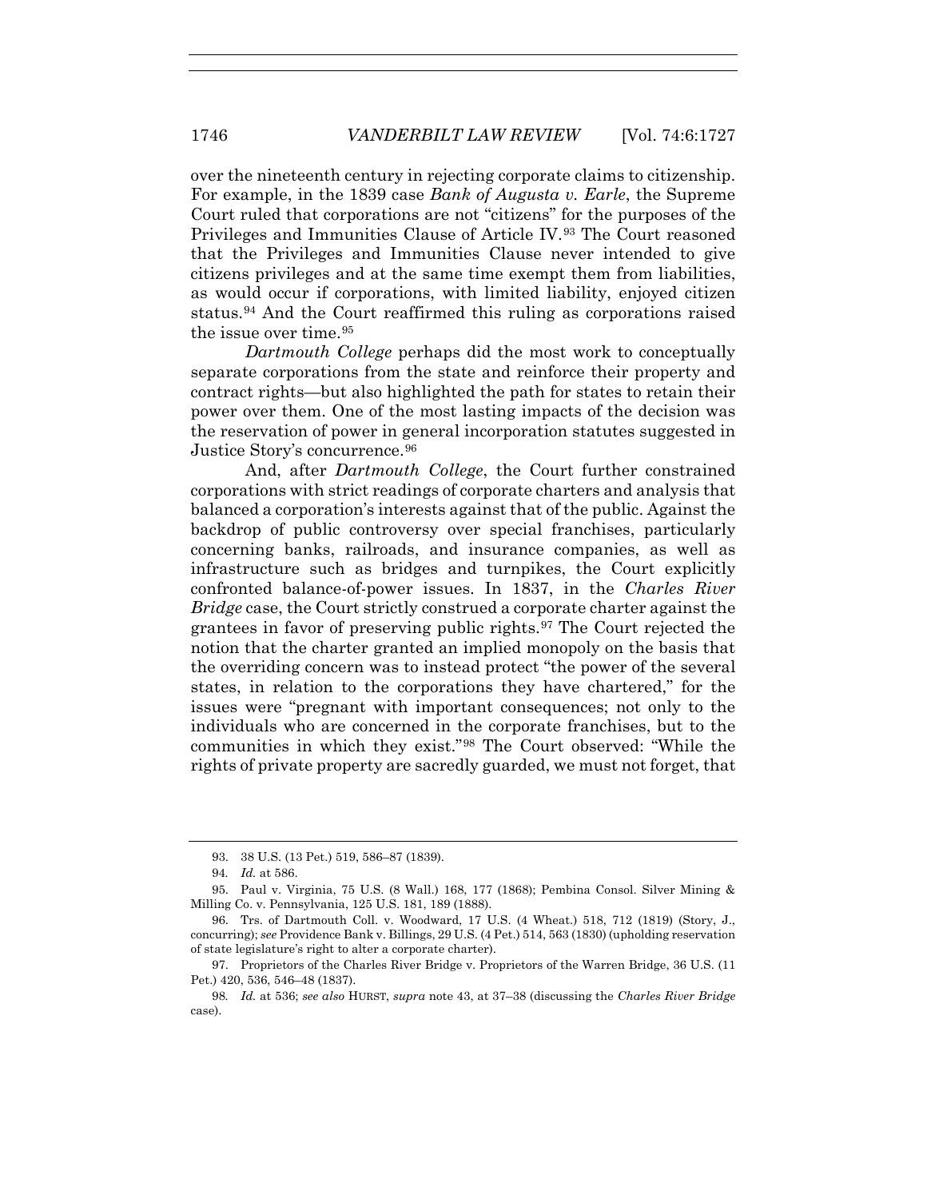over the nineteenth century in rejecting corporate claims to citizenship. For example, in the 1839 case *Bank of Augusta v. Earle*, the Supreme Court ruled that corporations are not "citizens" for the purposes of the Privileges and Immunities Clause of Article IV.[93] The Court reasoned that the Privileges and Immunities Clause never intended to give citizens privileges and at the same time exempt them from liabilities, as would occur if corporations, with limited liability, enjoyed citizen status.[94] And the Court reaffirmed this ruling as corporations raised the issue over time.[95]

*Dartmouth College* perhaps did the most work to conceptually separate corporations from the state and reinforce their property and contract rights—but also highlighted the path for states to retain their power over them. One of the most lasting impacts of the decision was the reservation of power in general incorporation statutes suggested in Justice Story's concurrence.[96]

And, after *Dartmouth College*, the Court further constrained corporations with strict readings of corporate charters and analysis that balanced a corporation's interests against that of the public. Against the backdrop of public controversy over special franchises, particularly concerning banks, railroads, and insurance companies, as well as infrastructure such as bridges and turnpikes, the Court explicitly confronted balance-of-power issues. In 1837, in the *Charles River Bridge* case, the Court strictly construed a corporate charter against the grantees in favor of preserving public rights.[97] The Court rejected the notion that the charter granted an implied monopoly on the basis that the overriding concern was to instead protect "the power of the several states, in relation to the corporations they have chartered," for the issues were "pregnant with important consequences; not only to the individuals who are concerned in the corporate franchises, but to the communities in which they exist."[98] The Court observed: "While the rights of private property are sacredly guarded, we must not forget, that

---

93. 38 U.S. (13 Pet.) 519, 586–87 (1839).

94. *Id.* at 586.

95. Paul v. Virginia, 75 U.S. (8 Wall.) 168, 177 (1868); Pembina Consol. Silver Mining & Milling Co. v. Pennsylvania, 125 U.S. 181, 189 (1888).

96. Trs. of Dartmouth Coll. v. Woodward, 17 U.S. (4 Wheat.) 518, 712 (1819) (Story, J., concurring); *see* Providence Bank v. Billings, 29 U.S. (4 Pet.) 514, 563 (1830) (upholding reservation of state legislature's right to alter a corporate charter).

97. Proprietors of the Charles River Bridge v. Proprietors of the Warren Bridge, 36 U.S. (11 Pet.) 420, 536, 546–48 (1837).

98. *Id.* at 536; *see also* HURST, *supra* note 43, at 37–38 (discussing the *Charles River Bridge* case).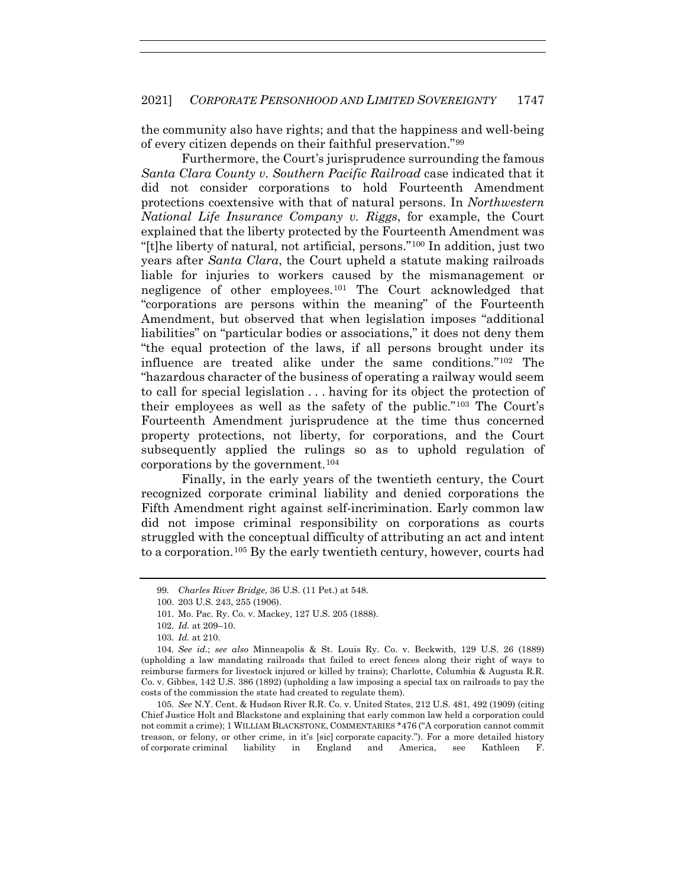the community also have rights; and that the happiness and well-being of every citizen depends on their faithful preservation."[99]

Furthermore, the Court's jurisprudence surrounding the famous *Santa Clara County v. Southern Pacific Railroad* case indicated that it did not consider corporations to hold Fourteenth Amendment protections coextensive with that of natural persons. In *Northwestern National Life Insurance Company v. Riggs*, for example, the Court explained that the liberty protected by the Fourteenth Amendment was "[t]he liberty of natural, not artificial, persons."[100] In addition, just two years after *Santa Clara*, the Court upheld a statute making railroads liable for injuries to workers caused by the mismanagement or negligence of other employees.[101] The Court acknowledged that "corporations are persons within the meaning" of the Fourteenth Amendment, but observed that when legislation imposes "additional liabilities" on "particular bodies or associations," it does not deny them "the equal protection of the laws, if all persons brought under its influence are treated alike under the same conditions."[102] The "hazardous character of the business of operating a railway would seem to call for special legislation . . . having for its object the protection of their employees as well as the safety of the public."[103] The Court's Fourteenth Amendment jurisprudence at the time thus concerned property protections, not liberty, for corporations, and the Court subsequently applied the rulings so as to uphold regulation of corporations by the government.[104]

Finally, in the early years of the twentieth century, the Court recognized corporate criminal liability and denied corporations the Fifth Amendment right against self-incrimination. Early common law did not impose criminal responsibility on corporations as courts struggled with the conceptual difficulty of attributing an act and intent to a corporation.[105] By the early twentieth century, however, courts had

---

99. *Charles River Bridge*, 36 U.S. (11 Pet.) at 548.

100. 203 U.S. 243, 255 (1906).

101. Mo. Pac. Ry. Co. v. Mackey, 127 U.S. 205 (1888).

102. *Id.* at 209–10.

103. *Id.* at 210.

104. *See id.*; *see also* Minneapolis & St. Louis Ry. Co. v. Beckwith, 129 U.S. 26 (1889) (upholding a law mandating railroads that failed to erect fences along their right of ways to reimburse farmers for livestock injured or killed by trains); Charlotte, Columbia & Augusta R.R. Co. v. Gibbes, 142 U.S. 386 (1892) (upholding a law imposing a special tax on railroads to pay the costs of the commission the state had created to regulate them).

105. *See* N.Y. Cent. & Hudson River R.R. Co. v. United States, 212 U.S. 481, 492 (1909) (citing Chief Justice Holt and Blackstone and explaining that early common law held a corporation could not commit a crime); 1 WILLIAM BLACKSTONE, COMMENTARIES *476 ("A corporation cannot commit treason, or felony, or other crime, in it's [sic] corporate capacity."). For a more detailed history of corporate criminal liability in England and America, see Kathleen F.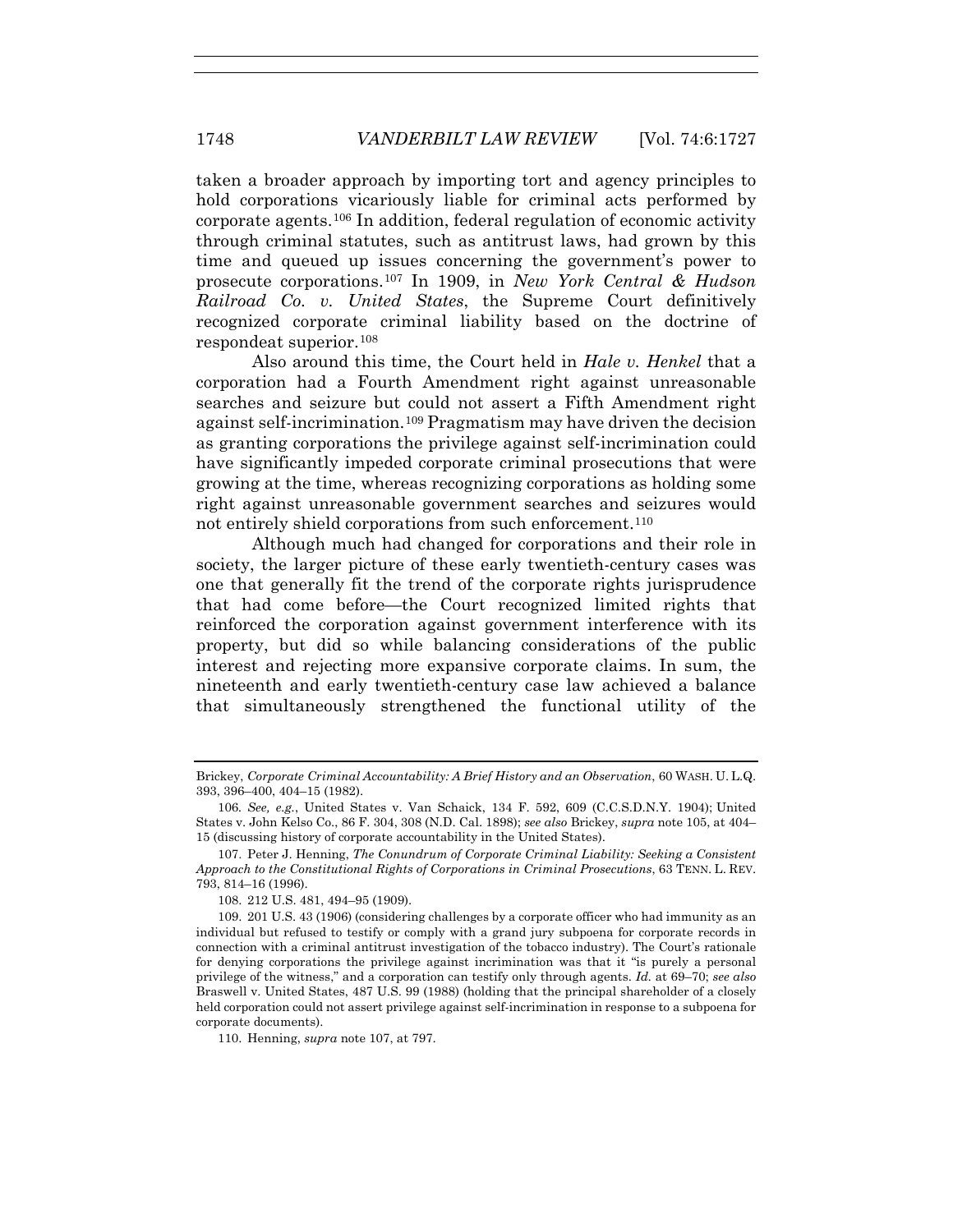taken a broader approach by importing tort and agency principles to hold corporations vicariously liable for criminal acts performed by corporate agents.[106] In addition, federal regulation of economic activity through criminal statutes, such as antitrust laws, had grown by this time and queued up issues concerning the government's power to prosecute corporations.[107] In 1909, in *New York Central & Hudson Railroad Co. v. United States*, the Supreme Court definitively recognized corporate criminal liability based on the doctrine of respondeat superior.[108]

Also around this time, the Court held in *Hale v. Henkel* that a corporation had a Fourth Amendment right against unreasonable searches and seizure but could not assert a Fifth Amendment right against self-incrimination.[109] Pragmatism may have driven the decision as granting corporations the privilege against self-incrimination could have significantly impeded corporate criminal prosecutions that were growing at the time, whereas recognizing corporations as holding some right against unreasonable government searches and seizures would not entirely shield corporations from such enforcement.[110]

Although much had changed for corporations and their role in society, the larger picture of these early twentieth-century cases was one that generally fit the trend of the corporate rights jurisprudence that had come before—the Court recognized limited rights that reinforced the corporation against government interference with its property, but did so while balancing considerations of the public interest and rejecting more expansive corporate claims. In sum, the nineteenth and early twentieth-century case law achieved a balance that simultaneously strengthened the functional utility of the

---

Brickey, *Corporate Criminal Accountability: A Brief History and an Observation*, 60 WASH. U. L.Q. 393, 396–400, 404–15 (1982).

106. *See, e.g.*, United States v. Van Schaick, 134 F. 592, 609 (C.C.S.D.N.Y. 1904); United States v. John Kelso Co., 86 F. 304, 308 (N.D. Cal. 1898); *see also* Brickey, *supra* note 105, at 404–15 (discussing history of corporate accountability in the United States).

107. Peter J. Henning, *The Conundrum of Corporate Criminal Liability: Seeking a Consistent Approach to the Constitutional Rights of Corporations in Criminal Prosecutions*, 63 TENN. L. REV. 793, 814–16 (1996).

108. 212 U.S. 481, 494–95 (1909).

109. 201 U.S. 43 (1906) (considering challenges by a corporate officer who had immunity as an individual but refused to testify or comply with a grand jury subpoena for corporate records in connection with a criminal antitrust investigation of the tobacco industry). The Court's rationale for denying corporations the privilege against incrimination was that it "is purely a personal privilege of the witness," and a corporation can testify only through agents. *Id.* at 69–70; *see also* Braswell v. United States, 487 U.S. 99 (1988) (holding that the principal shareholder of a closely held corporation could not assert privilege against self-incrimination in response to a subpoena for corporate documents).

110. Henning, *supra* note 107, at 797.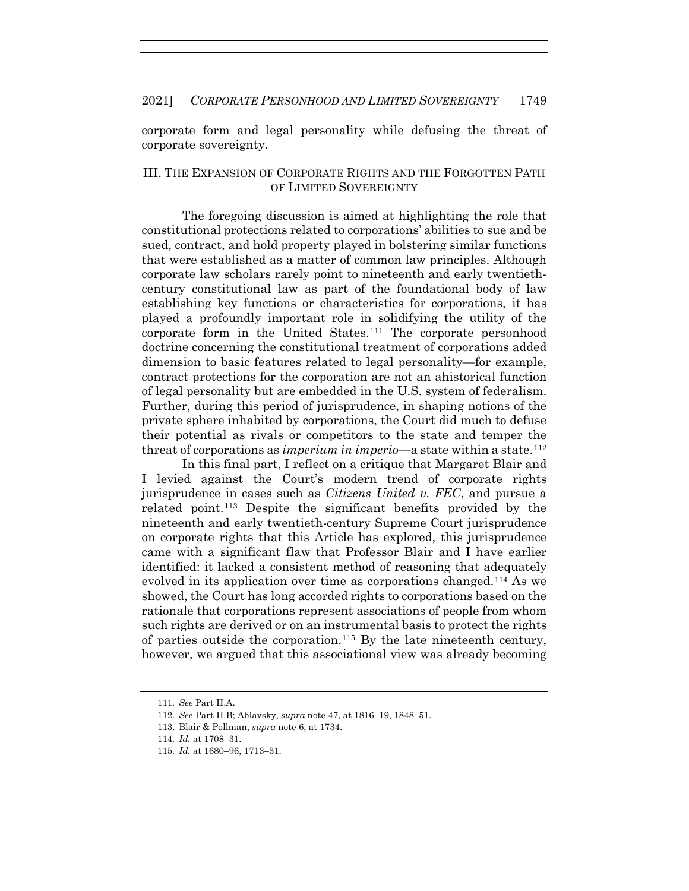corporate form and legal personality while defusing the threat of corporate sovereignty.

## III. THE EXPANSION OF CORPORATE RIGHTS AND THE FORGOTTEN PATH OF LIMITED SOVEREIGNTY

The foregoing discussion is aimed at highlighting the role that constitutional protections related to corporations' abilities to sue and be sued, contract, and hold property played in bolstering similar functions that were established as a matter of common law principles. Although corporate law scholars rarely point to nineteenth and early twentieth-century constitutional law as part of the foundational body of law establishing key functions or characteristics for corporations, it has played a profoundly important role in solidifying the utility of the corporate form in the United States.[111] The corporate personhood doctrine concerning the constitutional treatment of corporations added dimension to basic features related to legal personality—for example, contract protections for the corporation are not an ahistorical function of legal personality but are embedded in the U.S. system of federalism. Further, during this period of jurisprudence, in shaping notions of the private sphere inhabited by corporations, the Court did much to defuse their potential as rivals or competitors to the state and temper the threat of corporations as *imperium in imperio*—a state within a state.[112]

In this final part, I reflect on a critique that Margaret Blair and I levied against the Court's modern trend of corporate rights jurisprudence in cases such as *Citizens United v. FEC*, and pursue a related point.[113] Despite the significant benefits provided by the nineteenth and early twentieth-century Supreme Court jurisprudence on corporate rights that this Article has explored, this jurisprudence came with a significant flaw that Professor Blair and I have earlier identified: it lacked a consistent method of reasoning that adequately evolved in its application over time as corporations changed.[114] As we showed, the Court has long accorded rights to corporations based on the rationale that corporations represent associations of people from whom such rights are derived or on an instrumental basis to protect the rights of parties outside the corporation.[115] By the late nineteenth century, however, we argued that this associational view was already becoming

---

111. *See* Part II.A.

112. *See* Part II.B; Ablavsky, *supra* note 47, at 1816–19, 1848–51.

113. Blair & Pollman, *supra* note 6, at 1734.

114. *Id.* at 1708–31.

115. *Id.* at 1680–96, 1713–31.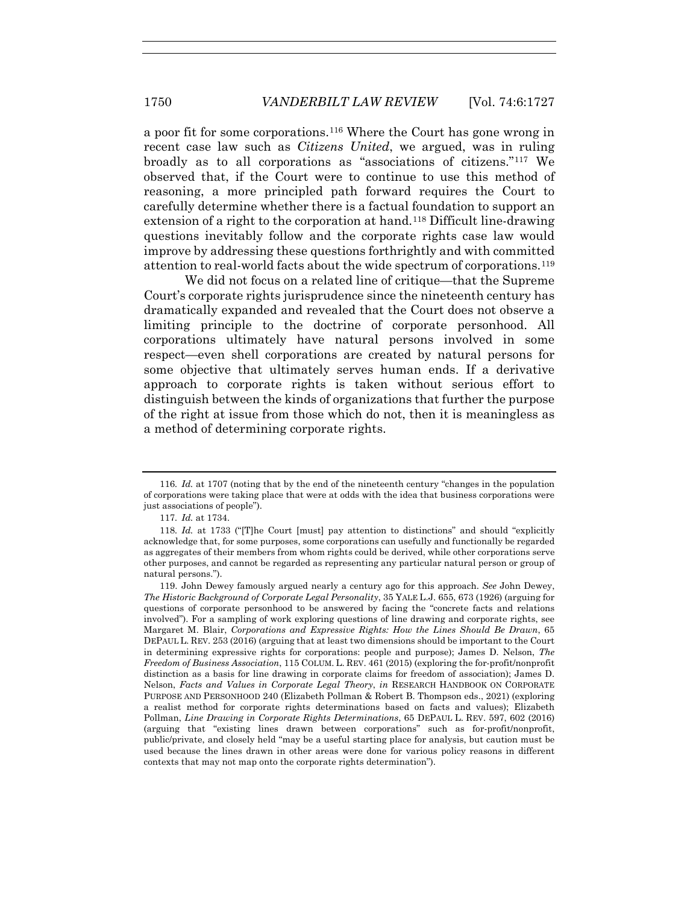a poor fit for some corporations.[116] Where the Court has gone wrong in recent case law such as *Citizens United*, we argued, was in ruling broadly as to all corporations as "associations of citizens."[117] We observed that, if the Court were to continue to use this method of reasoning, a more principled path forward requires the Court to carefully determine whether there is a factual foundation to support an extension of a right to the corporation at hand.[118] Difficult line-drawing questions inevitably follow and the corporate rights case law would improve by addressing these questions forthrightly and with committed attention to real-world facts about the wide spectrum of corporations.[119]

We did not focus on a related line of critique—that the Supreme Court's corporate rights jurisprudence since the nineteenth century has dramatically expanded and revealed that the Court does not observe a limiting principle to the doctrine of corporate personhood. All corporations ultimately have natural persons involved in some respect—even shell corporations are created by natural persons for some objective that ultimately serves human ends. If a derivative approach to corporate rights is taken without serious effort to distinguish between the kinds of organizations that further the purpose of the right at issue from those which do not, then it is meaningless as a method of determining corporate rights.

---

116. *Id.* at 1707 (noting that by the end of the nineteenth century "changes in the population of corporations were taking place that were at odds with the idea that business corporations were just associations of people").

117. *Id.* at 1734.

118. *Id.* at 1733 ("[T]he Court [must] pay attention to distinctions" and should "explicitly acknowledge that, for some purposes, some corporations can usefully and functionally be regarded as aggregates of their members from whom rights could be derived, while other corporations serve other purposes, and cannot be regarded as representing any particular natural person or group of natural persons.").

119. John Dewey famously argued nearly a century ago for this approach. *See* John Dewey, *The Historic Background of Corporate Legal Personality*, 35 YALE L.J. 655, 673 (1926) (arguing for questions of corporate personhood to be answered by facing the "concrete facts and relations involved"). For a sampling of work exploring questions of line drawing and corporate rights, see Margaret M. Blair, *Corporations and Expressive Rights: How the Lines Should Be Drawn*, 65 DEPAUL L. REV. 253 (2016) (arguing that at least two dimensions should be important to the Court in determining expressive rights for corporations: people and purpose); James D. Nelson, *The Freedom of Business Association*, 115 COLUM. L. REV. 461 (2015) (exploring the for-profit/nonprofit distinction as a basis for line drawing in corporate claims for freedom of association); James D. Nelson, *Facts and Values in Corporate Legal Theory*, *in* RESEARCH HANDBOOK ON CORPORATE PURPOSE AND PERSONHOOD 240 (Elizabeth Pollman & Robert B. Thompson eds., 2021) (exploring a realist method for corporate rights determinations based on facts and values); Elizabeth Pollman, *Line Drawing in Corporate Rights Determinations*, 65 DEPAUL L. REV. 597, 602 (2016) (arguing that "existing lines drawn between corporations" such as for-profit/nonprofit, public/private, and closely held "may be a useful starting place for analysis, but caution must be used because the lines drawn in other areas were done for various policy reasons in different contexts that may not map onto the corporate rights determination").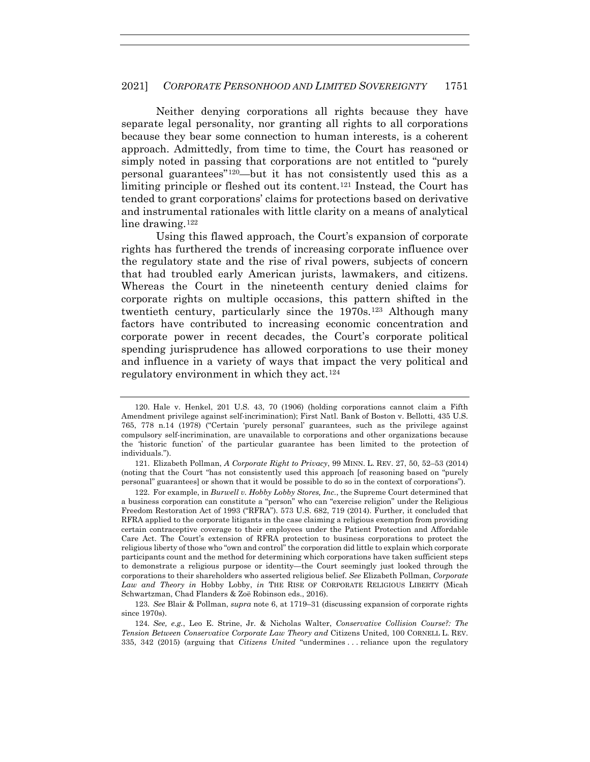Neither denying corporations all rights because they have separate legal personality, nor granting all rights to all corporations because they bear some connection to human interests, is a coherent approach. Admittedly, from time to time, the Court has reasoned or simply noted in passing that corporations are not entitled to "purely personal guarantees"[120]—but it has not consistently used this as a limiting principle or fleshed out its content.[121] Instead, the Court has tended to grant corporations' claims for protections based on derivative and instrumental rationales with little clarity on a means of analytical line drawing.[122]

Using this flawed approach, the Court's expansion of corporate rights has furthered the trends of increasing corporate influence over the regulatory state and the rise of rival powers, subjects of concern that had troubled early American jurists, lawmakers, and citizens. Whereas the Court in the nineteenth century denied claims for corporate rights on multiple occasions, this pattern shifted in the twentieth century, particularly since the 1970s.[123] Although many factors have contributed to increasing economic concentration and corporate power in recent decades, the Court's corporate political spending jurisprudence has allowed corporations to use their money and influence in a variety of ways that impact the very political and regulatory environment in which they act.[124]

---

120. Hale v. Henkel, 201 U.S. 43, 70 (1906) (holding corporations cannot claim a Fifth Amendment privilege against self-incrimination); First Natl. Bank of Boston v. Bellotti, 435 U.S. 765, 778 n.14 (1978) ("Certain 'purely personal' guarantees, such as the privilege against compulsory self-incrimination, are unavailable to corporations and other organizations because the 'historic function' of the particular guarantee has been limited to the protection of individuals.").

121. Elizabeth Pollman, *A Corporate Right to Privacy*, 99 MINN. L. REV. 27, 50, 52–53 (2014) (noting that the Court "has not consistently used this approach [of reasoning based on "purely personal" guarantees] or shown that it would be possible to do so in the context of corporations").

122. For example, in *Burwell v. Hobby Lobby Stores, Inc.*, the Supreme Court determined that a business corporation can constitute a "person" who can "exercise religion" under the Religious Freedom Restoration Act of 1993 ("RFRA"). 573 U.S. 682, 719 (2014). Further, it concluded that RFRA applied to the corporate litigants in the case claiming a religious exemption from providing certain contraceptive coverage to their employees under the Patient Protection and Affordable Care Act. The Court's extension of RFRA protection to business corporations to protect the religious liberty of those who "own and control" the corporation did little to explain which corporate participants count and the method for determining which corporations have taken sufficient steps to demonstrate a religious purpose or identity—the Court seemingly just looked through the corporations to their shareholders who asserted religious belief. *See* Elizabeth Pollman, *Corporate Law and Theory in* Hobby Lobby, *in* THE RISE OF CORPORATE RELIGIOUS LIBERTY (Micah Schwartzman, Chad Flanders & Zoë Robinson eds., 2016).

123. *See* Blair & Pollman, *supra* note 6, at 1719–31 (discussing expansion of corporate rights since 1970s).

124. *See, e.g.*, Leo E. Strine, Jr. & Nicholas Walter, *Conservative Collision Course?: The Tension Between Conservative Corporate Law Theory and* Citizens United, 100 CORNELL L. REV. 335, 342 (2015) (arguing that *Citizens United* "undermines . . . reliance upon the regulatory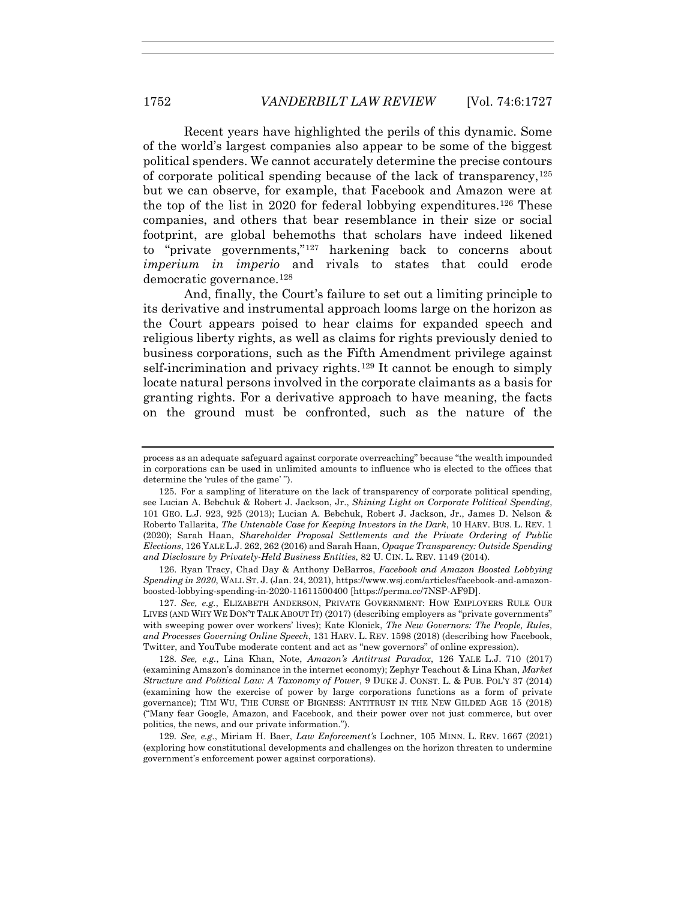Recent years have highlighted the perils of this dynamic. Some of the world's largest companies also appear to be some of the biggest political spenders. We cannot accurately determine the precise contours of corporate political spending because of the lack of transparency,[125] but we can observe, for example, that Facebook and Amazon were at the top of the list in 2020 for federal lobbying expenditures.[126] These companies, and others that bear resemblance in their size or social footprint, are global behemoths that scholars have indeed likened to "private governments,"[127] harkening back to concerns about *imperium in imperio* and rivals to states that could erode democratic governance.[128]

And, finally, the Court's failure to set out a limiting principle to its derivative and instrumental approach looms large on the horizon as the Court appears poised to hear claims for expanded speech and religious liberty rights, as well as claims for rights previously denied to business corporations, such as the Fifth Amendment privilege against self-incrimination and privacy rights.[129] It cannot be enough to simply locate natural persons involved in the corporate claimants as a basis for granting rights. For a derivative approach to have meaning, the facts on the ground must be confronted, such as the nature of the

---

process as an adequate safeguard against corporate overreaching" because "the wealth impounded in corporations can be used in unlimited amounts to influence who is elected to the offices that determine the 'rules of the game' ").

125. For a sampling of literature on the lack of transparency of corporate political spending, see Lucian A. Bebchuk & Robert J. Jackson, Jr., *Shining Light on Corporate Political Spending*, 101 GEO. L.J. 923, 925 (2013); Lucian A. Bebchuk, Robert J. Jackson, Jr., James D. Nelson & Roberto Tallarita, *The Untenable Case for Keeping Investors in the Dark*, 10 HARV. BUS. L. REV. 1 (2020); Sarah Haan, *Shareholder Proposal Settlements and the Private Ordering of Public Elections*, 126 YALE L.J. 262, 262 (2016) and Sarah Haan, *Opaque Transparency: Outside Spending and Disclosure by Privately-Held Business Entities*, 82 U. CIN. L. REV. 1149 (2014).

126. Ryan Tracy, Chad Day & Anthony DeBarros, *Facebook and Amazon Boosted Lobbying Spending in 2020*, WALL ST. J. (Jan. 24, 2021), https://www.wsj.com/articles/facebook-and-amazon-boosted-lobbying-spending-in-2020-11611500400 [https://perma.cc/7NSP-AF9D].

127. *See, e.g.*, ELIZABETH ANDERSON, PRIVATE GOVERNMENT: HOW EMPLOYERS RULE OUR LIVES (AND WHY WE DON'T TALK ABOUT IT) (2017) (describing employers as "private governments" with sweeping power over workers' lives); Kate Klonick, *The New Governors: The People, Rules, and Processes Governing Online Speech*, 131 HARV. L. REV. 1598 (2018) (describing how Facebook, Twitter, and YouTube moderate content and act as "new governors" of online expression).

128. *See, e.g.*, Lina Khan, Note, *Amazon's Antitrust Paradox*, 126 YALE L.J. 710 (2017) (examining Amazon's dominance in the internet economy); Zephyr Teachout & Lina Khan, *Market Structure and Political Law: A Taxonomy of Power*, 9 DUKE J. CONST. L. & PUB. POL'Y 37 (2014) (examining how the exercise of power by large corporations functions as a form of private governance); TIM WU, THE CURSE OF BIGNESS: ANTITRUST IN THE NEW GILDED AGE 15 (2018) ("Many fear Google, Amazon, and Facebook, and their power over not just commerce, but over politics, the news, and our private information.").

129. *See, e.g.*, Miriam H. Baer, *Law Enforcement's* Lochner, 105 MINN. L. REV. 1667 (2021) (exploring how constitutional developments and challenges on the horizon threaten to undermine government's enforcement power against corporations).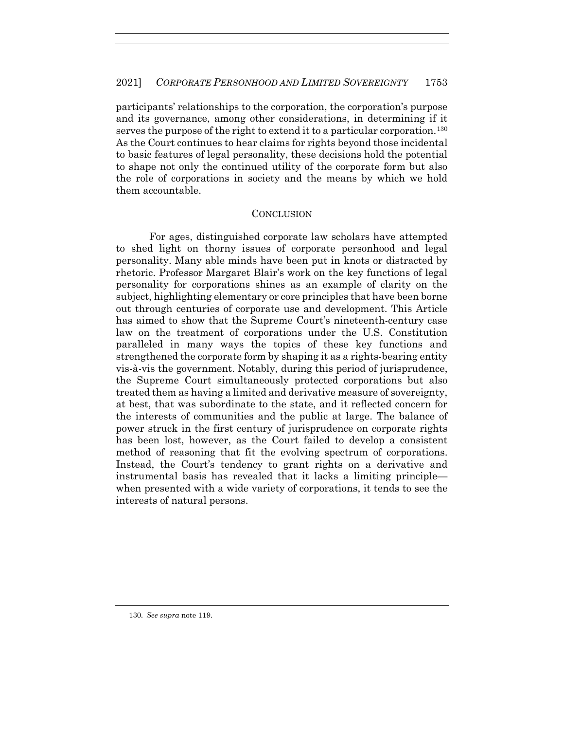participants' relationships to the corporation, the corporation's purpose and its governance, among other considerations, in determining if it serves the purpose of the right to extend it to a particular corporation.[130] As the Court continues to hear claims for rights beyond those incidental to basic features of legal personality, these decisions hold the potential to shape not only the continued utility of the corporate form but also the role of corporations in society and the means by which we hold them accountable.

## CONCLUSION

For ages, distinguished corporate law scholars have attempted to shed light on thorny issues of corporate personhood and legal personality. Many able minds have been put in knots or distracted by rhetoric. Professor Margaret Blair's work on the key functions of legal personality for corporations shines as an example of clarity on the subject, highlighting elementary or core principles that have been borne out through centuries of corporate use and development. This Article has aimed to show that the Supreme Court's nineteenth-century case law on the treatment of corporations under the U.S. Constitution paralleled in many ways the topics of these key functions and strengthened the corporate form by shaping it as a rights-bearing entity vis-à-vis the government. Notably, during this period of jurisprudence, the Supreme Court simultaneously protected corporations but also treated them as having a limited and derivative measure of sovereignty, at best, that was subordinate to the state, and it reflected concern for the interests of communities and the public at large. The balance of power struck in the first century of jurisprudence on corporate rights has been lost, however, as the Court failed to develop a consistent method of reasoning that fit the evolving spectrum of corporations. Instead, the Court's tendency to grant rights on a derivative and instrumental basis has revealed that it lacks a limiting principle—when presented with a wide variety of corporations, it tends to see the interests of natural persons.

130. *See supra* note 119.